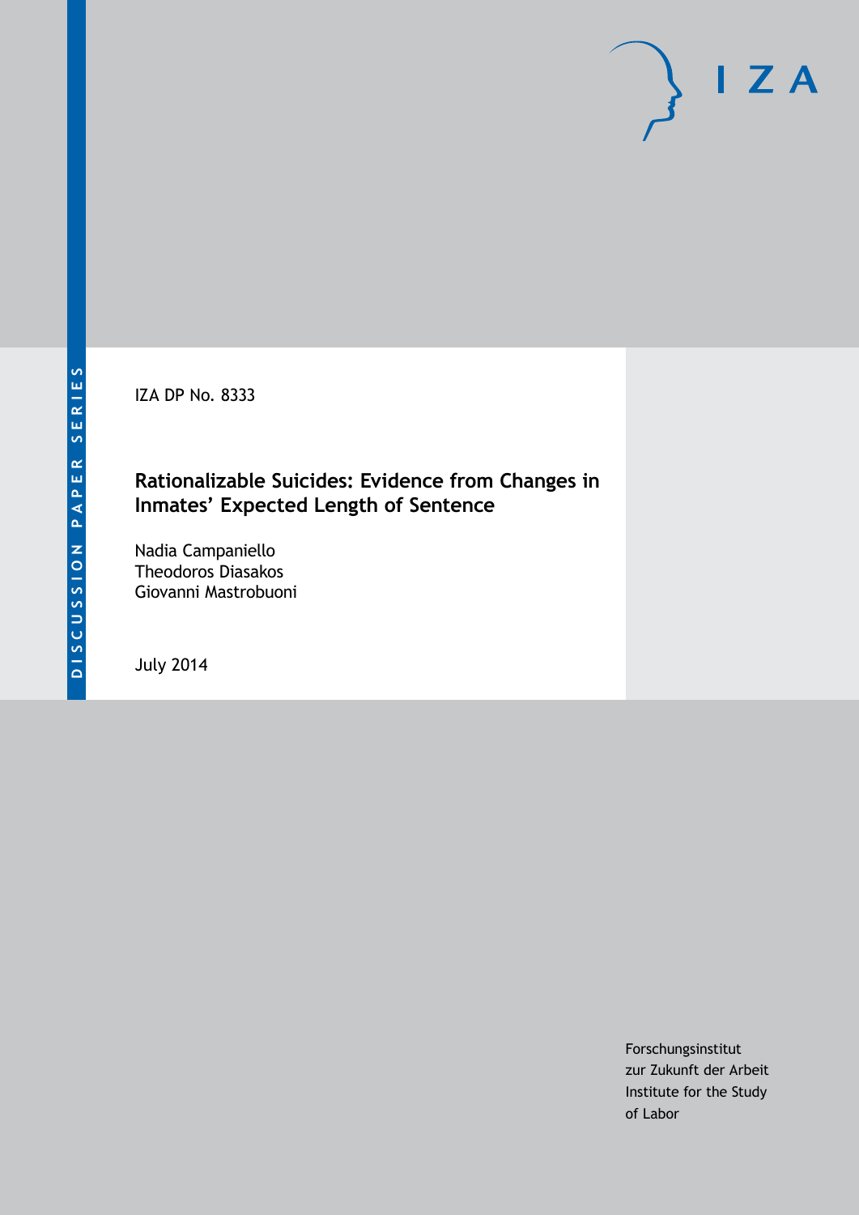DISCUSSION PAPER SERIES

IZA DP No. 8333

# Rationalizable Suicides: Evidence from Changes in Inmates' Expected Length of Sentence

Nadia Campaniello
Theodoros Diasakos
Giovanni Mastrobuoni

July 2014

Forschungsinstitut
zur Zukunft der Arbeit
Institute for the Study
of Labor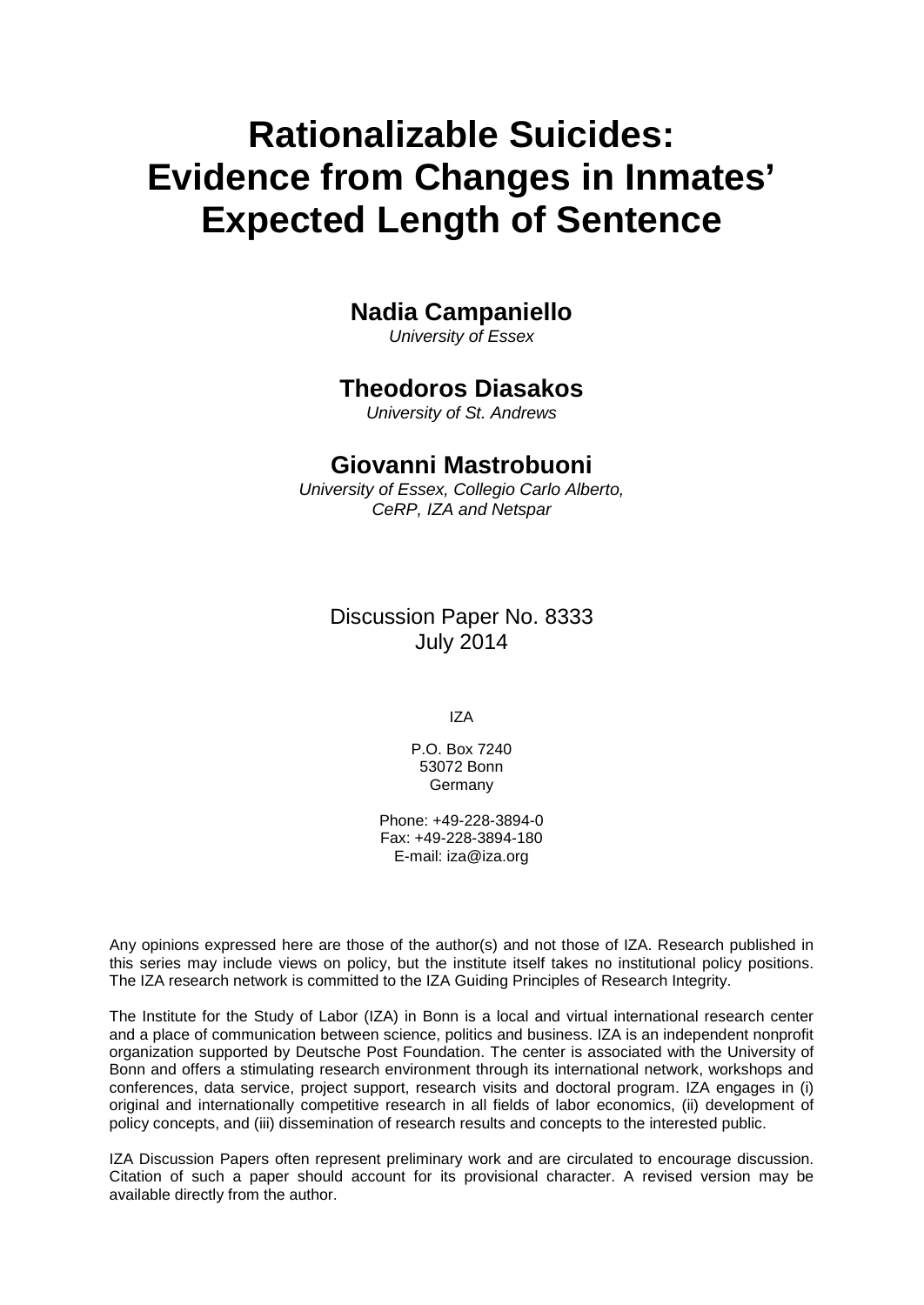# Rationalizable Suicides: Evidence from Changes in Inmates' Expected Length of Sentence

**Nadia Campaniello**
*University of Essex*

**Theodoros Diasakos**
*University of St. Andrews*

**Giovanni Mastrobuoni**
*University of Essex, Collegio Carlo Alberto, CeRP, IZA and Netspar*

Discussion Paper No. 8333
July 2014

IZA

P.O. Box 7240
53072 Bonn
Germany

Phone: +49-228-3894-0
Fax: +49-228-3894-180
E-mail: iza@iza.org

Any opinions expressed here are those of the author(s) and not those of IZA. Research published in this series may include views on policy, but the institute itself takes no institutional policy positions. The IZA research network is committed to the IZA Guiding Principles of Research Integrity.

The Institute for the Study of Labor (IZA) in Bonn is a local and virtual international research center and a place of communication between science, politics and business. IZA is an independent nonprofit organization supported by Deutsche Post Foundation. The center is associated with the University of Bonn and offers a stimulating research environment through its international network, workshops and conferences, data service, project support, research visits and doctoral program. IZA engages in (i) original and internationally competitive research in all fields of labor economics, (ii) development of policy concepts, and (iii) dissemination of research results and concepts to the interested public.

IZA Discussion Papers often represent preliminary work and are circulated to encourage discussion. Citation of such a paper should account for its provisional character. A revised version may be available directly from the author.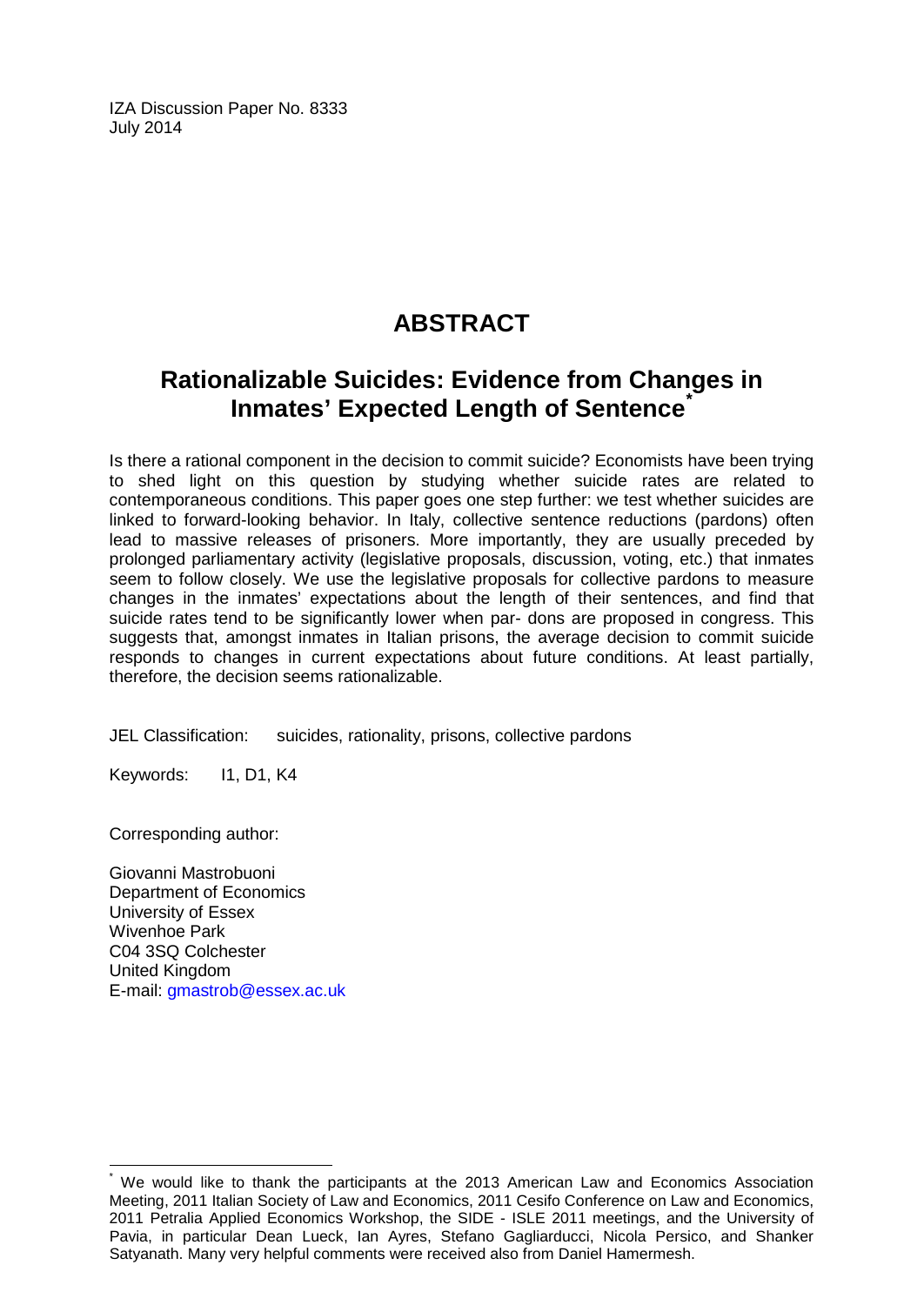IZA Discussion Paper No. 8333
July 2014

# ABSTRACT

## Rationalizable Suicides: Evidence from Changes in Inmates' Expected Length of Sentence[*]

Is there a rational component in the decision to commit suicide? Economists have been trying to shed light on this question by studying whether suicide rates are related to contemporaneous conditions. This paper goes one step further: we test whether suicides are linked to forward-looking behavior. In Italy, collective sentence reductions (pardons) often lead to massive releases of prisoners. More importantly, they are usually preceded by prolonged parliamentary activity (legislative proposals, discussion, voting, etc.) that inmates seem to follow closely. We use the legislative proposals for collective pardons to measure changes in the inmates' expectations about the length of their sentences, and find that suicide rates tend to be significantly lower when par- dons are proposed in congress. This suggests that, amongst inmates in Italian prisons, the average decision to commit suicide responds to changes in current expectations about future conditions. At least partially, therefore, the decision seems rationalizable.

JEL Classification: suicides, rationality, prisons, collective pardons

Keywords: I1, D1, K4

Corresponding author:

Giovanni Mastrobuoni
Department of Economics
University of Essex
Wivenhoe Park
C04 3SQ Colchester
United Kingdom
E-mail: gmastrob@essex.ac.uk

[*] We would like to thank the participants at the 2013 American Law and Economics Association Meeting, 2011 Italian Society of Law and Economics, 2011 Cesifo Conference on Law and Economics, 2011 Petralia Applied Economics Workshop, the SIDE - ISLE 2011 meetings, and the University of Pavia, in particular Dean Lueck, Ian Ayres, Stefano Gagliarducci, Nicola Persico, and Shanker Satyanath. Many very helpful comments were received also from Daniel Hamermesh.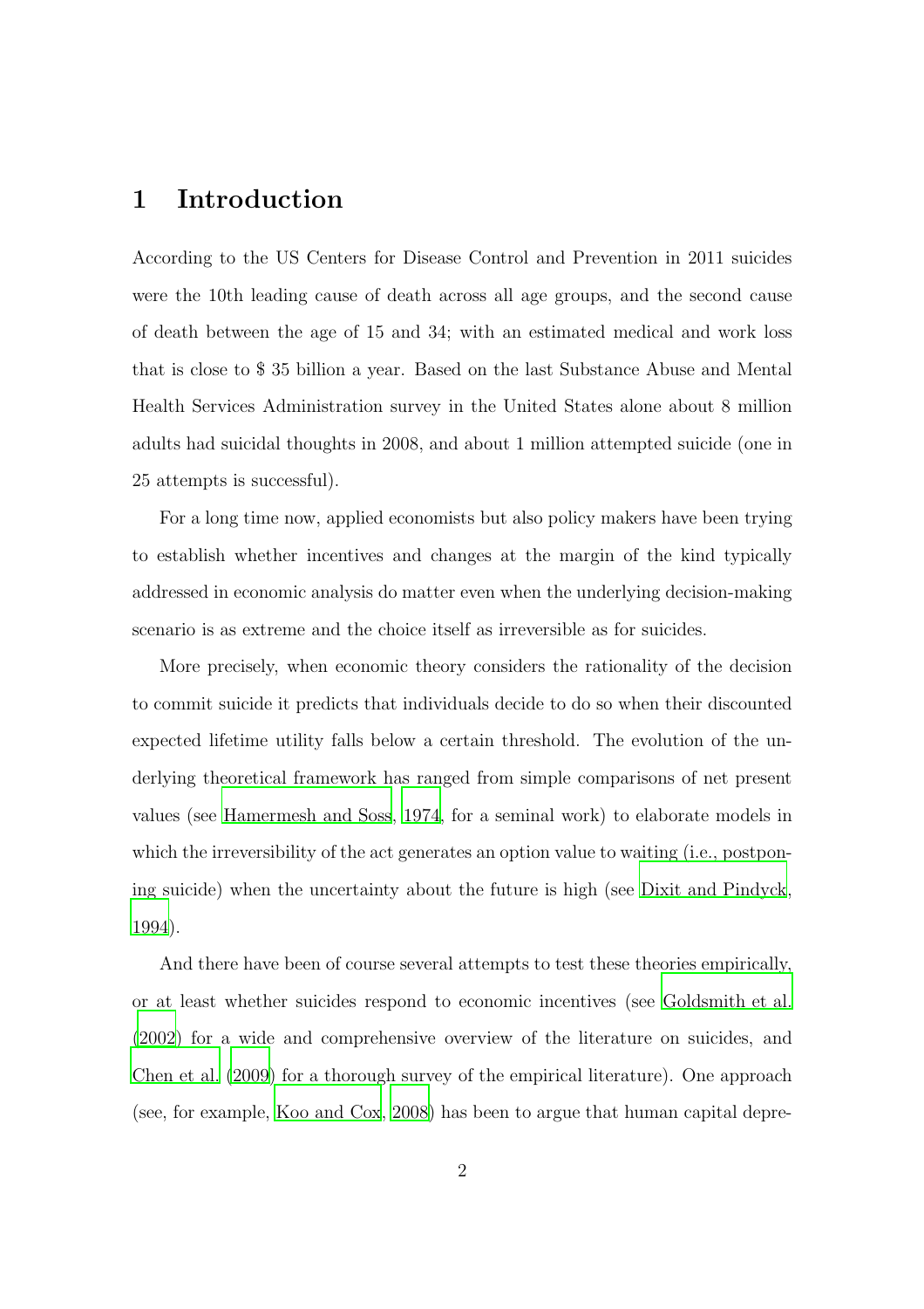# 1 Introduction

According to the US Centers for Disease Control and Prevention in 2011 suicides were the 10th leading cause of death across all age groups, and the second cause of death between the age of 15 and 34; with an estimated medical and work loss that is close to \$ 35 billion a year. Based on the last Substance Abuse and Mental Health Services Administration survey in the United States alone about 8 million adults had suicidal thoughts in 2008, and about 1 million attempted suicide (one in 25 attempts is successful).

For a long time now, applied economists but also policy makers have been trying to establish whether incentives and changes at the margin of the kind typically addressed in economic analysis do matter even when the underlying decision-making scenario is as extreme and the choice itself as irreversible as for suicides.

More precisely, when economic theory considers the rationality of the decision to commit suicide it predicts that individuals decide to do so when their discounted expected lifetime utility falls below a certain threshold. The evolution of the underlying theoretical framework has ranged from simple comparisons of net present values (see Hamermesh and Soss, 1974, for a seminal work) to elaborate models in which the irreversibility of the act generates an option value to waiting (i.e., postponing suicide) when the uncertainty about the future is high (see Dixit and Pindyck, 1994).

And there have been of course several attempts to test these theories empirically, or at least whether suicides respond to economic incentives (see Goldsmith et al. (2002) for a wide and comprehensive overview of the literature on suicides, and Chen et al. (2009) for a thorough survey of the empirical literature). One approach (see, for example, Koo and Cox, 2008) has been to argue that human capital depre-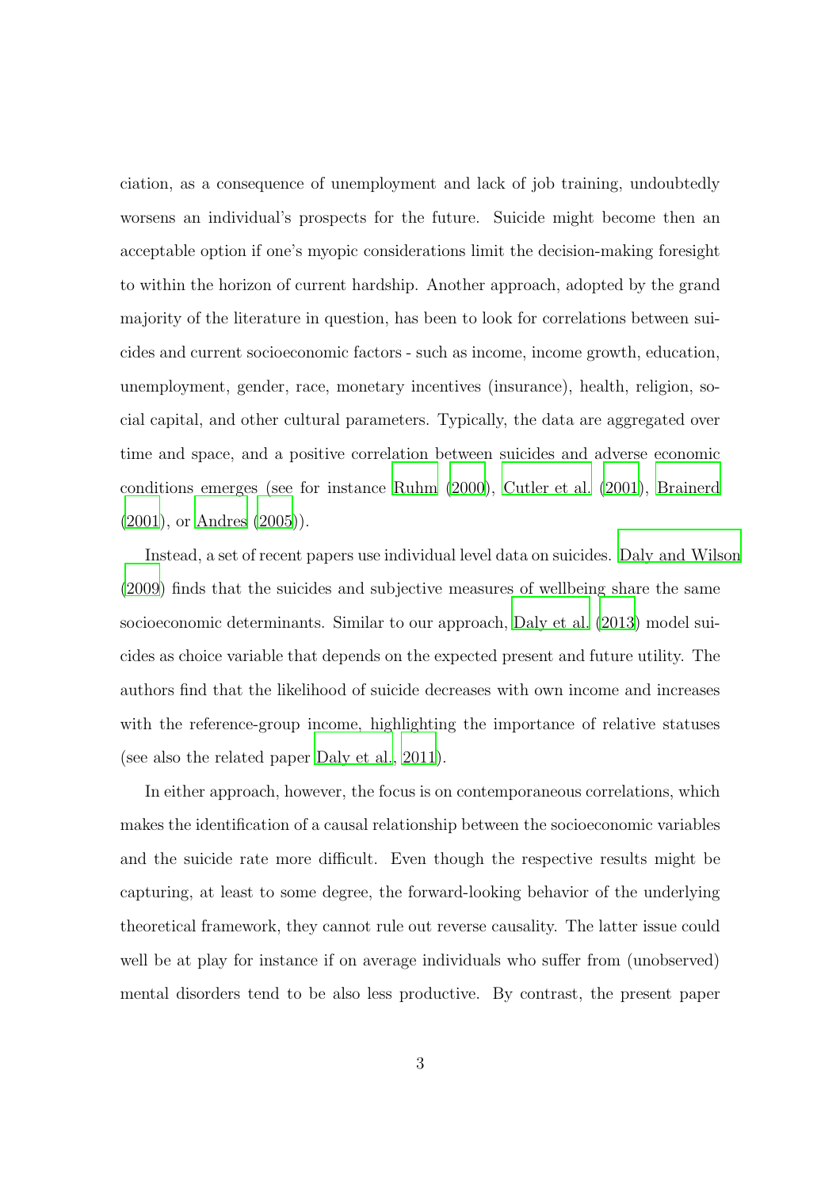ciation, as a consequence of unemployment and lack of job training, undoubtedly worsens an individual's prospects for the future. Suicide might become then an acceptable option if one's myopic considerations limit the decision-making foresight to within the horizon of current hardship. Another approach, adopted by the grand majority of the literature in question, has been to look for correlations between suicides and current socioeconomic factors - such as income, income growth, education, unemployment, gender, race, monetary incentives (insurance), health, religion, social capital, and other cultural parameters. Typically, the data are aggregated over time and space, and a positive correlation between suicides and adverse economic conditions emerges (see for instance Ruhm (2000), Cutler et al. (2001), Brainerd (2001), or Andres (2005)).

Instead, a set of recent papers use individual level data on suicides. Daly and Wilson (2009) finds that the suicides and subjective measures of wellbeing share the same socioeconomic determinants. Similar to our approach, Daly et al. (2013) model suicides as choice variable that depends on the expected present and future utility. The authors find that the likelihood of suicide decreases with own income and increases with the reference-group income, highlighting the importance of relative statuses (see also the related paper Daly et al., 2011).

In either approach, however, the focus is on contemporaneous correlations, which makes the identification of a causal relationship between the socioeconomic variables and the suicide rate more difficult. Even though the respective results might be capturing, at least to some degree, the forward-looking behavior of the underlying theoretical framework, they cannot rule out reverse causality. The latter issue could well be at play for instance if on average individuals who suffer from (unobserved) mental disorders tend to be also less productive. By contrast, the present paper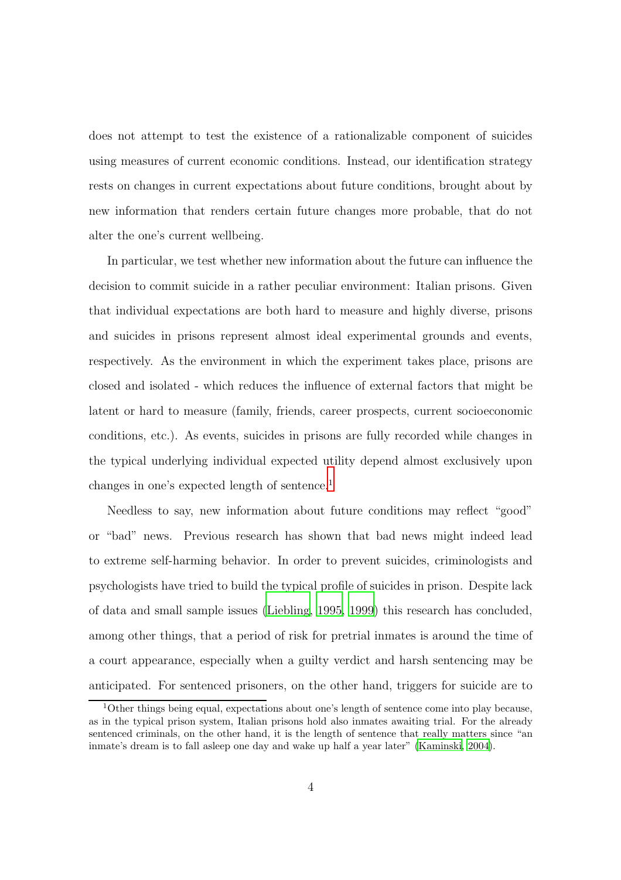does not attempt to test the existence of a rationalizable component of suicides using measures of current economic conditions. Instead, our identification strategy rests on changes in current expectations about future conditions, brought about by new information that renders certain future changes more probable, that do not alter the one's current wellbeing.

In particular, we test whether new information about the future can influence the decision to commit suicide in a rather peculiar environment: Italian prisons. Given that individual expectations are both hard to measure and highly diverse, prisons and suicides in prisons represent almost ideal experimental grounds and events, respectively. As the environment in which the experiment takes place, prisons are closed and isolated - which reduces the influence of external factors that might be latent or hard to measure (family, friends, career prospects, current socioeconomic conditions, etc.). As events, suicides in prisons are fully recorded while changes in the typical underlying individual expected utility depend almost exclusively upon changes in one's expected length of sentence.[1]

Needless to say, new information about future conditions may reflect "good" or "bad" news. Previous research has shown that bad news might indeed lead to extreme self-harming behavior. In order to prevent suicides, criminologists and psychologists have tried to build the typical profile of suicides in prison. Despite lack of data and small sample issues (Liebling, 1995, 1999) this research has concluded, among other things, that a period of risk for pretrial inmates is around the time of a court appearance, especially when a guilty verdict and harsh sentencing may be anticipated. For sentenced prisoners, on the other hand, triggers for suicide are to

[1] Other things being equal, expectations about one's length of sentence come into play because, as in the typical prison system, Italian prisons hold also inmates awaiting trial. For the already sentenced criminals, on the other hand, it is the length of sentence that really matters since "an inmate's dream is to fall asleep one day and wake up half a year later" (Kaminski, 2004).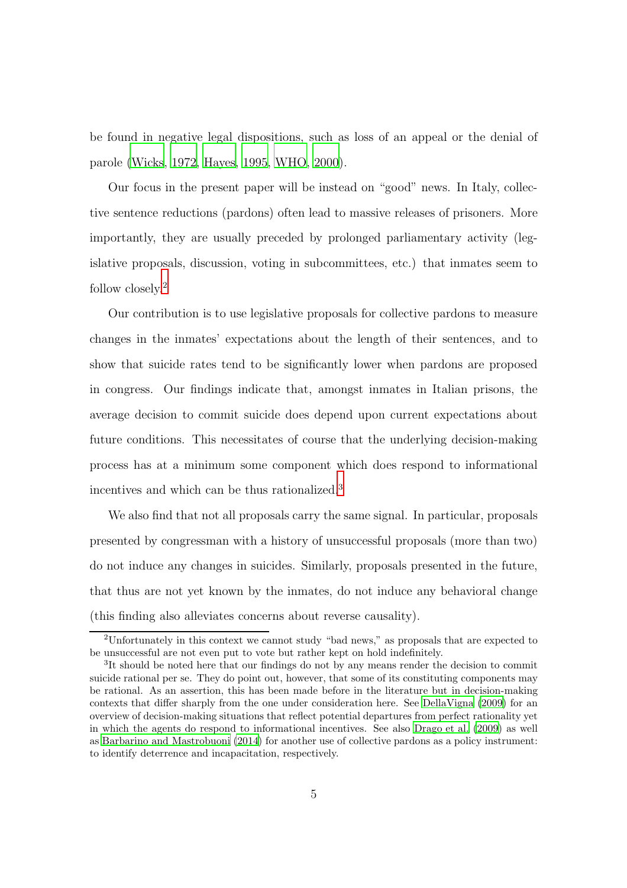be found in negative legal dispositions, such as loss of an appeal or the denial of parole (Wicks, 1972, Hayes, 1995, WHO, 2000).

Our focus in the present paper will be instead on "good" news. In Italy, collective sentence reductions (pardons) often lead to massive releases of prisoners. More importantly, they are usually preceded by prolonged parliamentary activity (legislative proposals, discussion, voting in subcommittees, etc.) that inmates seem to follow closely.[2]

Our contribution is to use legislative proposals for collective pardons to measure changes in the inmates' expectations about the length of their sentences, and to show that suicide rates tend to be significantly lower when pardons are proposed in congress. Our findings indicate that, amongst inmates in Italian prisons, the average decision to commit suicide does depend upon current expectations about future conditions. This necessitates of course that the underlying decision-making process has at a minimum some component which does respond to informational incentives and which can be thus rationalized.[3]

We also find that not all proposals carry the same signal. In particular, proposals presented by congressman with a history of unsuccessful proposals (more than two) do not induce any changes in suicides. Similarly, proposals presented in the future, that thus are not yet known by the inmates, do not induce any behavioral change (this finding also alleviates concerns about reverse causality).

---

[2]Unfortunately in this context we cannot study "bad news," as proposals that are expected to be unsuccessful are not even put to vote but rather kept on hold indefinitely.

[3]It should be noted here that our findings do not by any means render the decision to commit suicide rational per se. They do point out, however, that some of its constituting components may be rational. As an assertion, this has been made before in the literature but in decision-making contexts that differ sharply from the one under consideration here. See DellaVigna (2009) for an overview of decision-making situations that reflect potential departures from perfect rationality yet in which the agents do respond to informational incentives. See also Drago et al. (2009) as well as Barbarino and Mastrobuoni (2014) for another use of collective pardons as a policy instrument: to identify deterrence and incapacitation, respectively.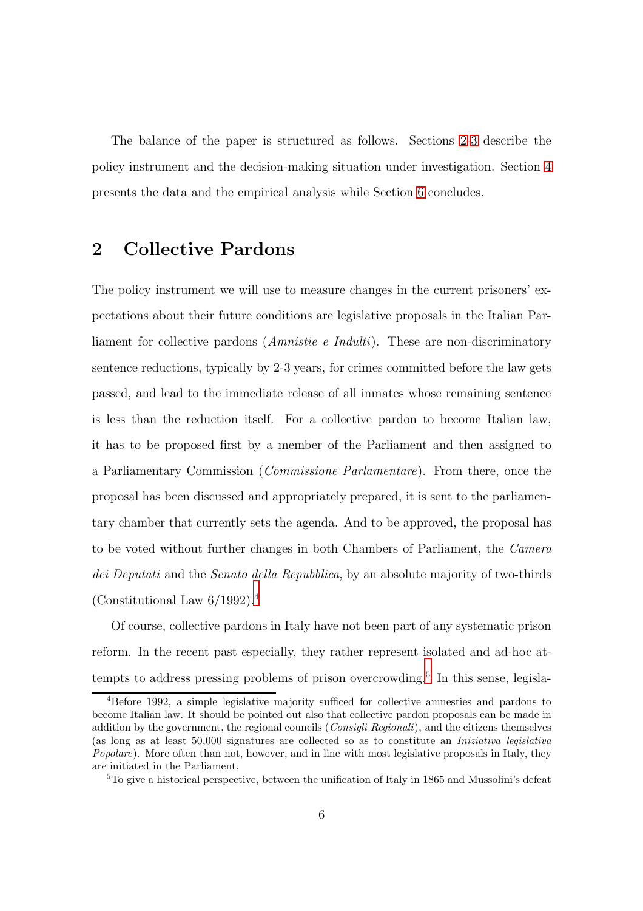The balance of the paper is structured as follows. Sections 2-3 describe the policy instrument and the decision-making situation under investigation. Section 4 presents the data and the empirical analysis while Section 6 concludes.

## 2 Collective Pardons

The policy instrument we will use to measure changes in the current prisoners' expectations about their future conditions are legislative proposals in the Italian Parliament for collective pardons (*Amnistie e Indulti*). These are non-discriminatory sentence reductions, typically by 2-3 years, for crimes committed before the law gets passed, and lead to the immediate release of all inmates whose remaining sentence is less than the reduction itself. For a collective pardon to become Italian law, it has to be proposed first by a member of the Parliament and then assigned to a Parliamentary Commission (*Commissione Parlamentare*). From there, once the proposal has been discussed and appropriately prepared, it is sent to the parliamentary chamber that currently sets the agenda. And to be approved, the proposal has to be voted without further changes in both Chambers of Parliament, the *Camera dei Deputati* and the *Senato della Repubblica*, by an absolute majority of two-thirds (Constitutional Law 6/1992).[4]

Of course, collective pardons in Italy have not been part of any systematic prison reform. In the recent past especially, they rather represent isolated and ad-hoc attempts to address pressing problems of prison overcrowding.[5] In this sense, legisla-

[4]Before 1992, a simple legislative majority sufficed for collective amnesties and pardons to become Italian law. It should be pointed out also that collective pardon proposals can be made in addition by the government, the regional councils (*Consigli Regionali*), and the citizens themselves (as long as at least 50,000 signatures are collected so as to constitute an *Iniziativa legislativa Popolare*). More often than not, however, and in line with most legislative proposals in Italy, they are initiated in the Parliament.

[5]To give a historical perspective, between the unification of Italy in 1865 and Mussolini's defeat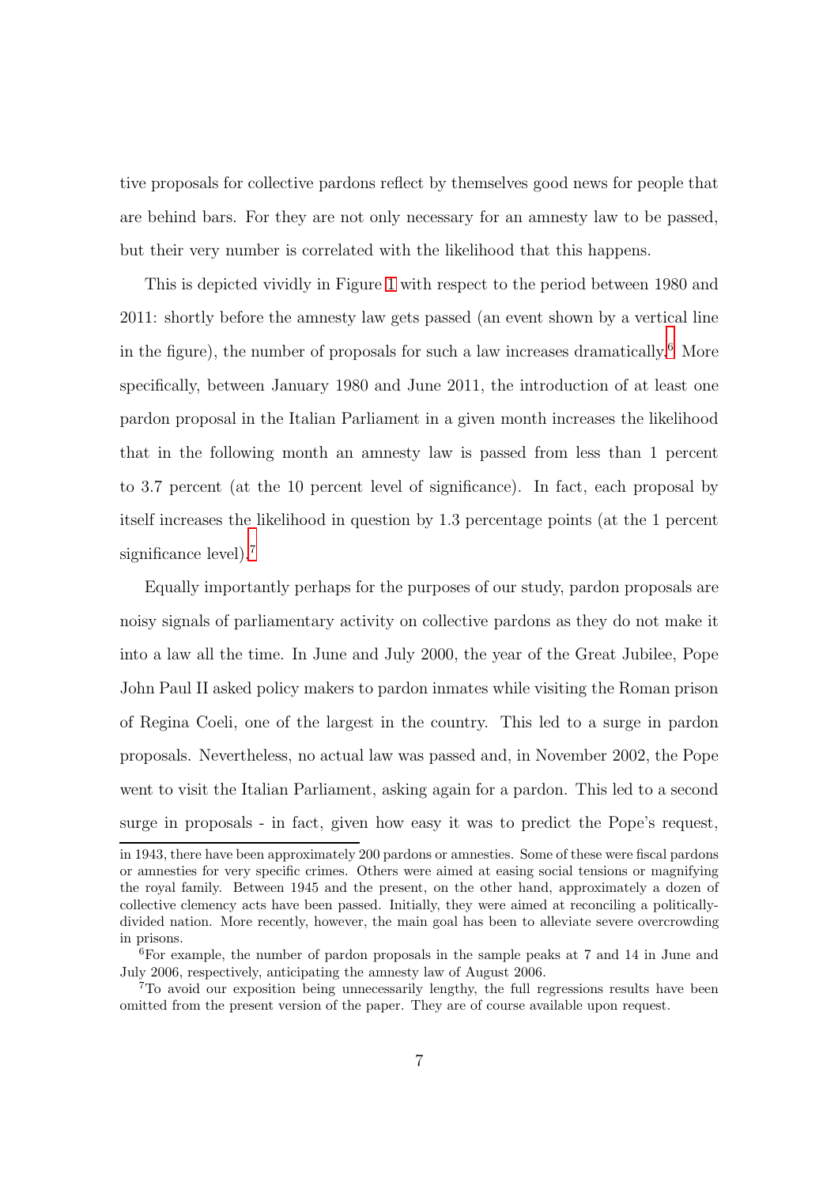tive proposals for collective pardons reflect by themselves good news for people that are behind bars. For they are not only necessary for an amnesty law to be passed, but their very number is correlated with the likelihood that this happens.

This is depicted vividly in Figure 1 with respect to the period between 1980 and 2011: shortly before the amnesty law gets passed (an event shown by a vertical line in the figure), the number of proposals for such a law increases dramatically.[6] More specifically, between January 1980 and June 2011, the introduction of at least one pardon proposal in the Italian Parliament in a given month increases the likelihood that in the following month an amnesty law is passed from less than 1 percent to 3.7 percent (at the 10 percent level of significance). In fact, each proposal by itself increases the likelihood in question by 1.3 percentage points (at the 1 percent significance level).[7]

Equally importantly perhaps for the purposes of our study, pardon proposals are noisy signals of parliamentary activity on collective pardons as they do not make it into a law all the time. In June and July 2000, the year of the Great Jubilee, Pope John Paul II asked policy makers to pardon inmates while visiting the Roman prison of Regina Coeli, one of the largest in the country. This led to a surge in pardon proposals. Nevertheless, no actual law was passed and, in November 2002, the Pope went to visit the Italian Parliament, asking again for a pardon. This led to a second surge in proposals - in fact, given how easy it was to predict the Pope's request,

---

in 1943, there have been approximately 200 pardons or amnesties. Some of these were fiscal pardons or amnesties for very specific crimes. Others were aimed at easing social tensions or magnifying the royal family. Between 1945 and the present, on the other hand, approximately a dozen of collective clemency acts have been passed. Initially, they were aimed at reconciling a politically-divided nation. More recently, however, the main goal has been to alleviate severe overcrowding in prisons.

[6] For example, the number of pardon proposals in the sample peaks at 7 and 14 in June and July 2006, respectively, anticipating the amnesty law of August 2006.

[7] To avoid our exposition being unnecessarily lengthy, the full regressions results have been omitted from the present version of the paper. They are of course available upon request.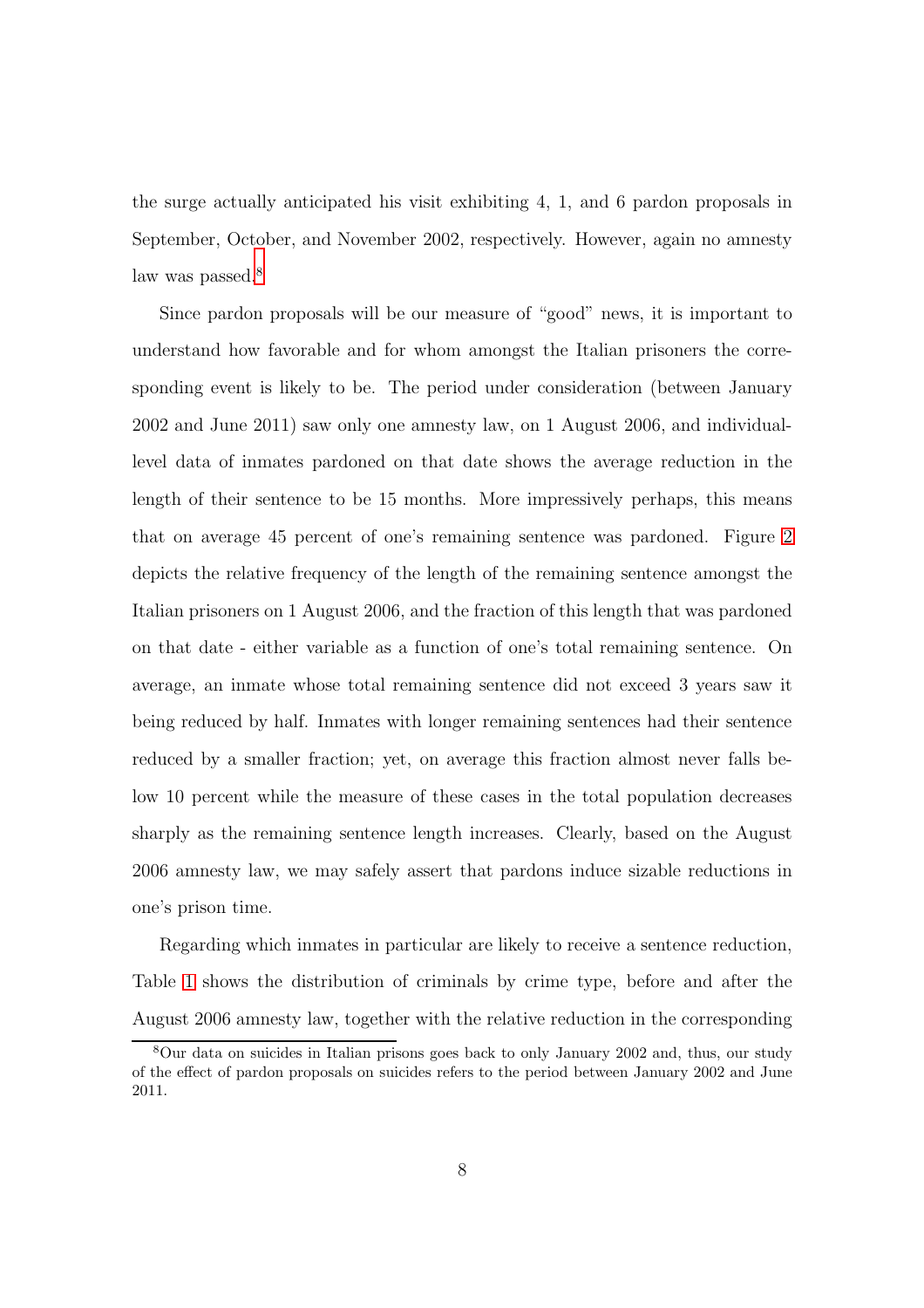the surge actually anticipated his visit exhibiting 4, 1, and 6 pardon proposals in September, October, and November 2002, respectively. However, again no amnesty law was passed.[8]

Since pardon proposals will be our measure of "good" news, it is important to understand how favorable and for whom amongst the Italian prisoners the corresponding event is likely to be. The period under consideration (between January 2002 and June 2011) saw only one amnesty law, on 1 August 2006, and individual-level data of inmates pardoned on that date shows the average reduction in the length of their sentence to be 15 months. More impressively perhaps, this means that on average 45 percent of one's remaining sentence was pardoned. Figure 2 depicts the relative frequency of the length of the remaining sentence amongst the Italian prisoners on 1 August 2006, and the fraction of this length that was pardoned on that date - either variable as a function of one's total remaining sentence. On average, an inmate whose total remaining sentence did not exceed 3 years saw it being reduced by half. Inmates with longer remaining sentences had their sentence reduced by a smaller fraction; yet, on average this fraction almost never falls below 10 percent while the measure of these cases in the total population decreases sharply as the remaining sentence length increases. Clearly, based on the August 2006 amnesty law, we may safely assert that pardons induce sizable reductions in one's prison time.

Regarding which inmates in particular are likely to receive a sentence reduction, Table 1 shows the distribution of criminals by crime type, before and after the August 2006 amnesty law, together with the relative reduction in the corresponding

[8] Our data on suicides in Italian prisons goes back to only January 2002 and, thus, our study of the effect of pardon proposals on suicides refers to the period between January 2002 and June 2011.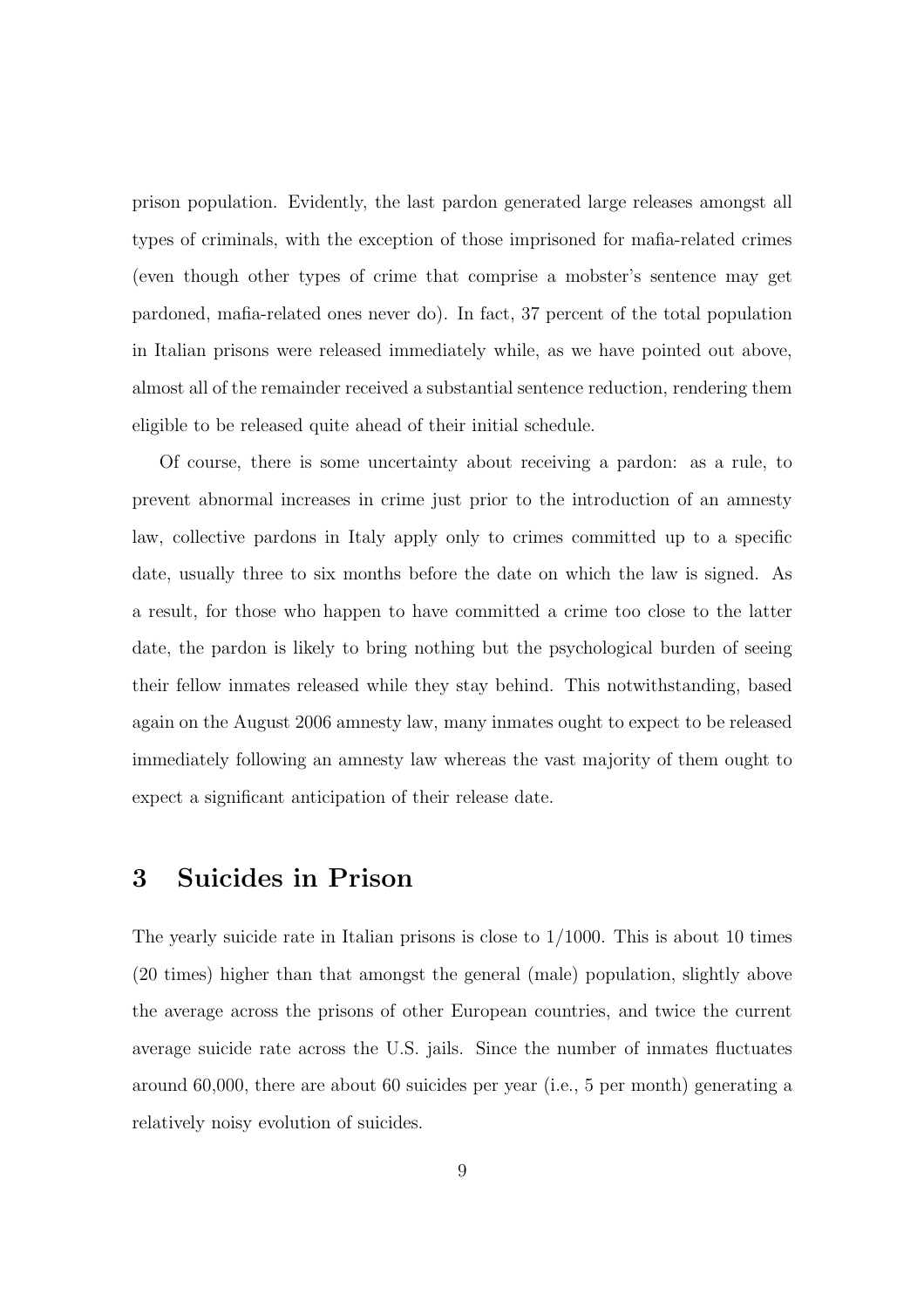prison population. Evidently, the last pardon generated large releases amongst all types of criminals, with the exception of those imprisoned for mafia-related crimes (even though other types of crime that comprise a mobster's sentence may get pardoned, mafia-related ones never do). In fact, 37 percent of the total population in Italian prisons were released immediately while, as we have pointed out above, almost all of the remainder received a substantial sentence reduction, rendering them eligible to be released quite ahead of their initial schedule.

Of course, there is some uncertainty about receiving a pardon: as a rule, to prevent abnormal increases in crime just prior to the introduction of an amnesty law, collective pardons in Italy apply only to crimes committed up to a specific date, usually three to six months before the date on which the law is signed. As a result, for those who happen to have committed a crime too close to the latter date, the pardon is likely to bring nothing but the psychological burden of seeing their fellow inmates released while they stay behind. This notwithstanding, based again on the August 2006 amnesty law, many inmates ought to expect to be released immediately following an amnesty law whereas the vast majority of them ought to expect a significant anticipation of their release date.

## 3 Suicides in Prison

The yearly suicide rate in Italian prisons is close to 1/1000. This is about 10 times (20 times) higher than that amongst the general (male) population, slightly above the average across the prisons of other European countries, and twice the current average suicide rate across the U.S. jails. Since the number of inmates fluctuates around 60,000, there are about 60 suicides per year (i.e., 5 per month) generating a relatively noisy evolution of suicides.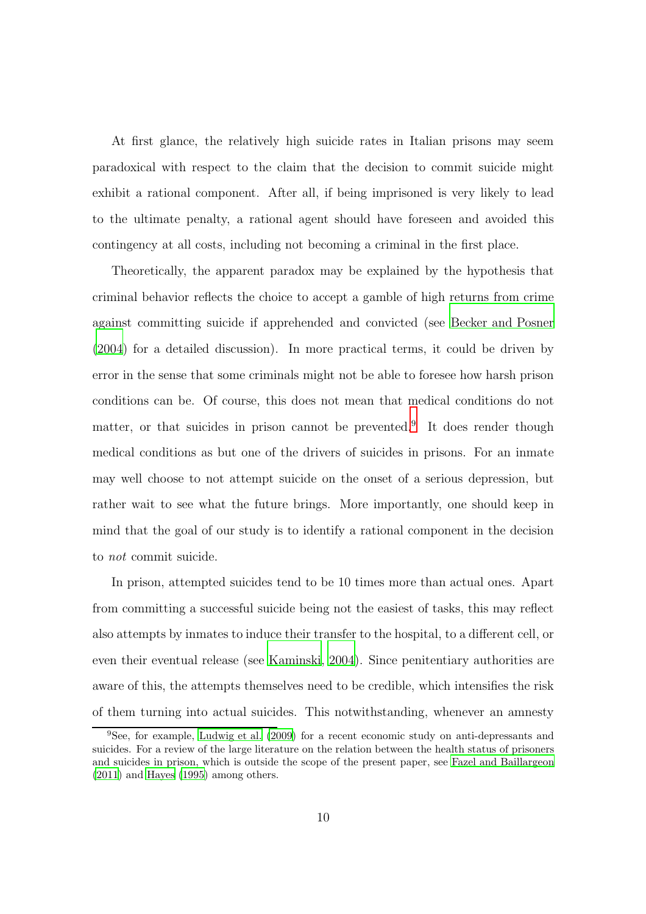At first glance, the relatively high suicide rates in Italian prisons may seem paradoxical with respect to the claim that the decision to commit suicide might exhibit a rational component. After all, if being imprisoned is very likely to lead to the ultimate penalty, a rational agent should have foreseen and avoided this contingency at all costs, including not becoming a criminal in the first place.

Theoretically, the apparent paradox may be explained by the hypothesis that criminal behavior reflects the choice to accept a gamble of high returns from crime against committing suicide if apprehended and convicted (see Becker and Posner (2004) for a detailed discussion). In more practical terms, it could be driven by error in the sense that some criminals might not be able to foresee how harsh prison conditions can be. Of course, this does not mean that medical conditions do not matter, or that suicides in prison cannot be prevented.[9] It does render though medical conditions as but one of the drivers of suicides in prisons. For an inmate may well choose to not attempt suicide on the onset of a serious depression, but rather wait to see what the future brings. More importantly, one should keep in mind that the goal of our study is to identify a rational component in the decision to *not* commit suicide.

In prison, attempted suicides tend to be 10 times more than actual ones. Apart from committing a successful suicide being not the easiest of tasks, this may reflect also attempts by inmates to induce their transfer to the hospital, to a different cell, or even their eventual release (see Kaminski, 2004). Since penitentiary authorities are aware of this, the attempts themselves need to be credible, which intensifies the risk of them turning into actual suicides. This notwithstanding, whenever an amnesty

[9] See, for example, Ludwig et al. (2009) for a recent economic study on anti-depressants and suicides. For a review of the large literature on the relation between the health status of prisoners and suicides in prison, which is outside the scope of the present paper, see Fazel and Baillargeon (2011) and Hayes (1995) among others.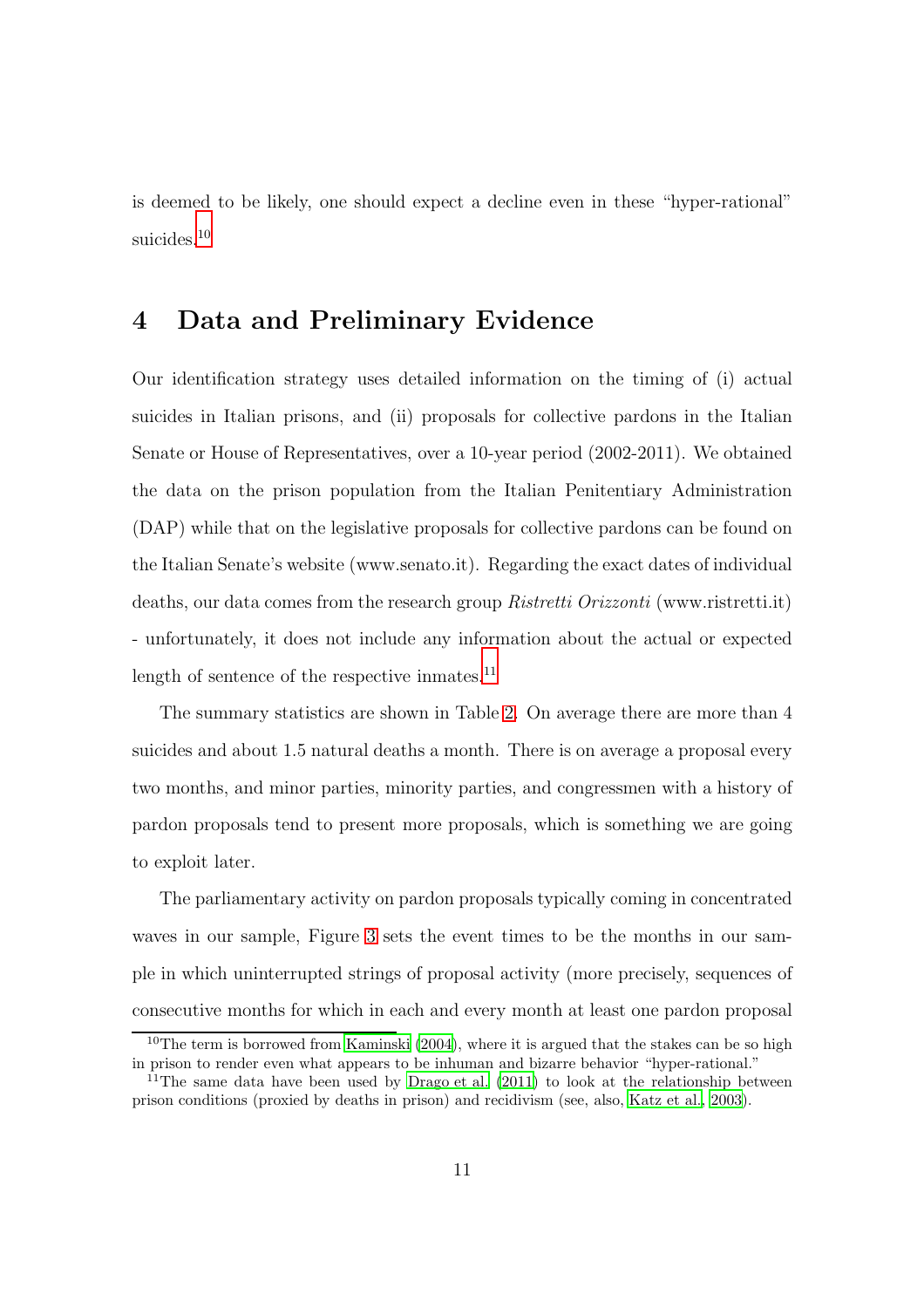is deemed to be likely, one should expect a decline even in these "hyper-rational" suicides.[10]

# 4 Data and Preliminary Evidence

Our identification strategy uses detailed information on the timing of (i) actual suicides in Italian prisons, and (ii) proposals for collective pardons in the Italian Senate or House of Representatives, over a 10-year period (2002-2011). We obtained the data on the prison population from the Italian Penitentiary Administration (DAP) while that on the legislative proposals for collective pardons can be found on the Italian Senate's website (www.senato.it). Regarding the exact dates of individual deaths, our data comes from the research group *Ristretti Orizzonti* (www.ristretti.it) - unfortunately, it does not include any information about the actual or expected length of sentence of the respective inmates.[11]

The summary statistics are shown in Table 2. On average there are more than 4 suicides and about 1.5 natural deaths a month. There is on average a proposal every two months, and minor parties, minority parties, and congressmen with a history of pardon proposals tend to present more proposals, which is something we are going to exploit later.

The parliamentary activity on pardon proposals typically coming in concentrated waves in our sample, Figure 3 sets the event times to be the months in our sample in which uninterrupted strings of proposal activity (more precisely, sequences of consecutive months for which in each and every month at least one pardon proposal

[10] The term is borrowed from Kaminski (2004), where it is argued that the stakes can be so high in prison to render even what appears to be inhuman and bizarre behavior "hyper-rational."

[11] The same data have been used by Drago et al. (2011) to look at the relationship between prison conditions (proxied by deaths in prison) and recidivism (see, also, Katz et al., 2003).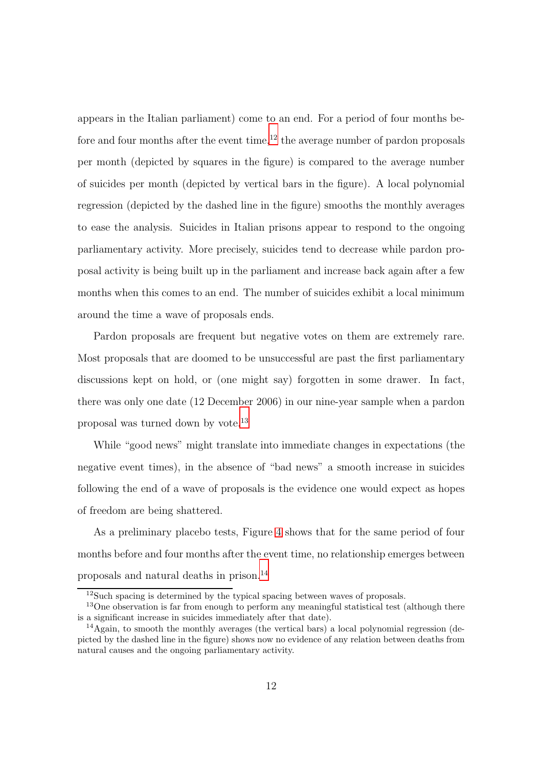appears in the Italian parliament) come to an end. For a period of four months before and four months after the event time,[12] the average number of pardon proposals per month (depicted by squares in the figure) is compared to the average number of suicides per month (depicted by vertical bars in the figure). A local polynomial regression (depicted by the dashed line in the figure) smooths the monthly averages to ease the analysis. Suicides in Italian prisons appear to respond to the ongoing parliamentary activity. More precisely, suicides tend to decrease while pardon proposal activity is being built up in the parliament and increase back again after a few months when this comes to an end. The number of suicides exhibit a local minimum around the time a wave of proposals ends.

Pardon proposals are frequent but negative votes on them are extremely rare. Most proposals that are doomed to be unsuccessful are past the first parliamentary discussions kept on hold, or (one might say) forgotten in some drawer. In fact, there was only one date (12 December 2006) in our nine-year sample when a pardon proposal was turned down by vote.[13]

While "good news" might translate into immediate changes in expectations (the negative event times), in the absence of "bad news" a smooth increase in suicides following the end of a wave of proposals is the evidence one would expect as hopes of freedom are being shattered.

As a preliminary placebo tests, Figure 4 shows that for the same period of four months before and four months after the event time, no relationship emerges between proposals and natural deaths in prison.[14]

[12] Such spacing is determined by the typical spacing between waves of proposals.

[13] One observation is far from enough to perform any meaningful statistical test (although there is a significant increase in suicides immediately after that date).

[14] Again, to smooth the monthly averages (the vertical bars) a local polynomial regression (depicted by the dashed line in the figure) shows now no evidence of any relation between deaths from natural causes and the ongoing parliamentary activity.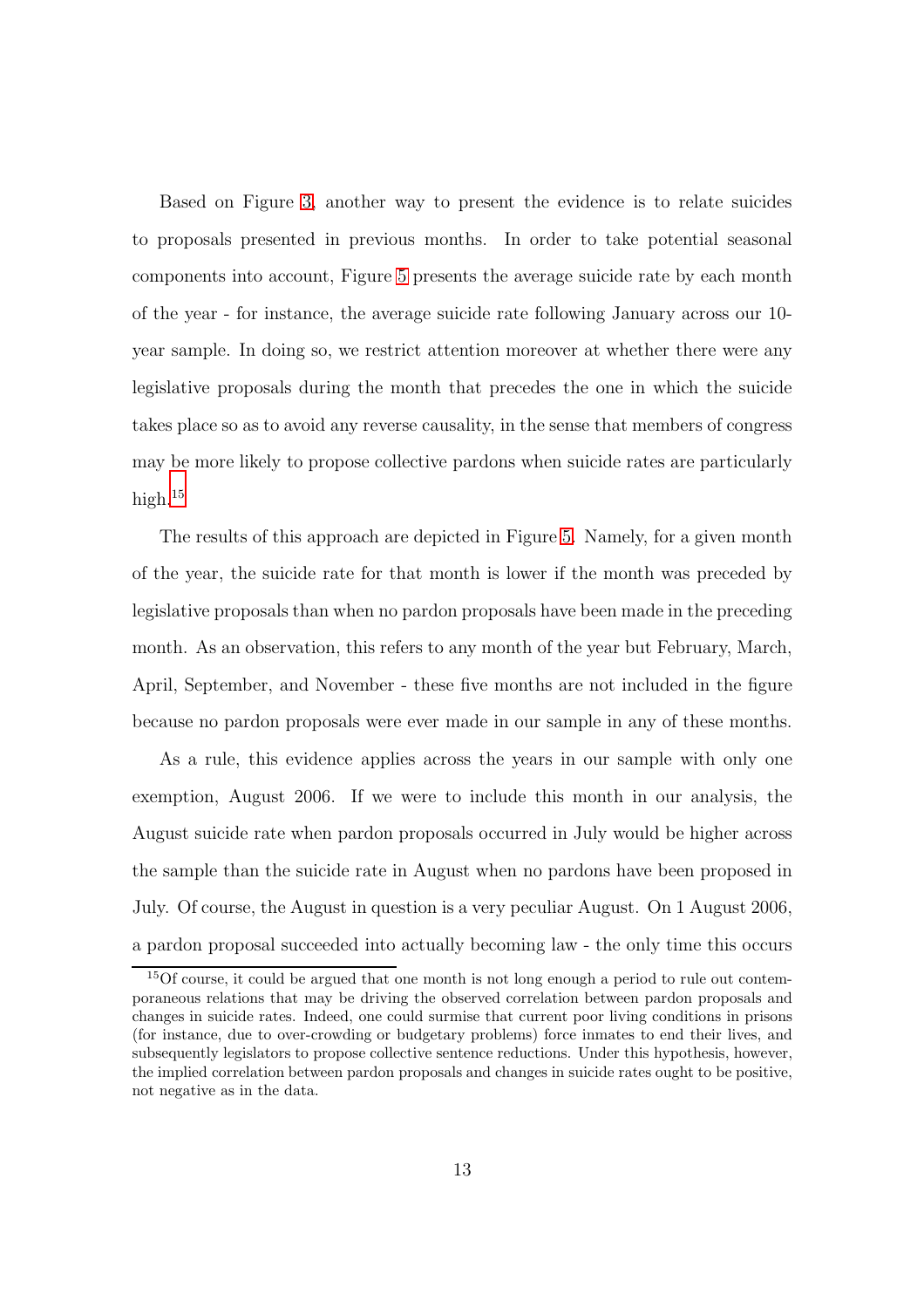Based on Figure 3, another way to present the evidence is to relate suicides to proposals presented in previous months. In order to take potential seasonal components into account, Figure 5 presents the average suicide rate by each month of the year - for instance, the average suicide rate following January across our 10-year sample. In doing so, we restrict attention moreover at whether there were any legislative proposals during the month that precedes the one in which the suicide takes place so as to avoid any reverse causality, in the sense that members of congress may be more likely to propose collective pardons when suicide rates are particularly high.[15]

The results of this approach are depicted in Figure 5. Namely, for a given month of the year, the suicide rate for that month is lower if the month was preceded by legislative proposals than when no pardon proposals have been made in the preceding month. As an observation, this refers to any month of the year but February, March, April, September, and November - these five months are not included in the figure because no pardon proposals were ever made in our sample in any of these months.

As a rule, this evidence applies across the years in our sample with only one exemption, August 2006. If we were to include this month in our analysis, the August suicide rate when pardon proposals occurred in July would be higher across the sample than the suicide rate in August when no pardons have been proposed in July. Of course, the August in question is a very peculiar August. On 1 August 2006, a pardon proposal succeeded into actually becoming law - the only time this occurs

[15] Of course, it could be argued that one month is not long enough a period to rule out contemporaneous relations that may be driving the observed correlation between pardon proposals and changes in suicide rates. Indeed, one could surmise that current poor living conditions in prisons (for instance, due to over-crowding or budgetary problems) force inmates to end their lives, and subsequently legislators to propose collective sentence reductions. Under this hypothesis, however, the implied correlation between pardon proposals and changes in suicide rates ought to be positive, not negative as in the data.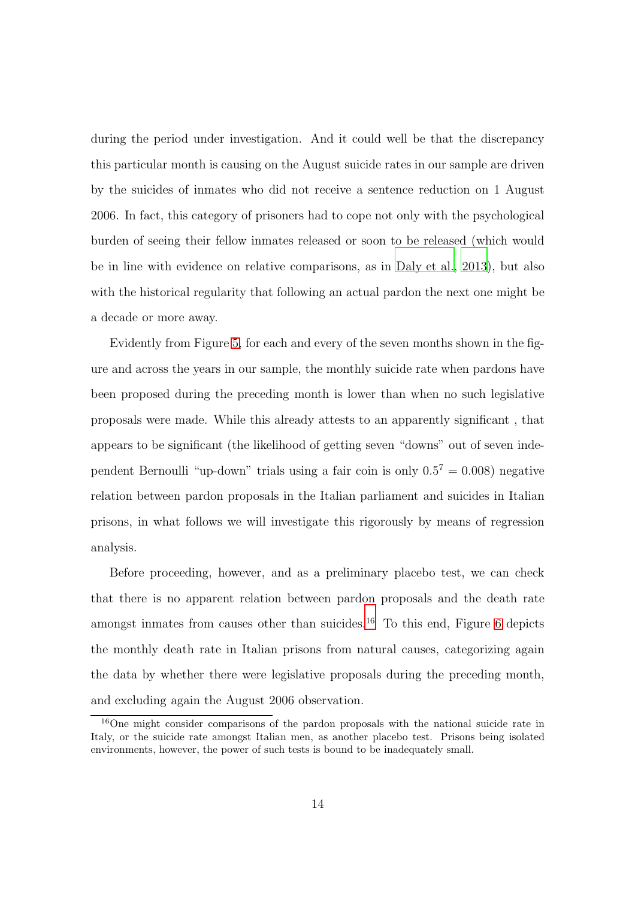during the period under investigation. And it could well be that the discrepancy this particular month is causing on the August suicide rates in our sample are driven by the suicides of inmates who did not receive a sentence reduction on 1 August 2006. In fact, this category of prisoners had to cope not only with the psychological burden of seeing their fellow inmates released or soon to be released (which would be in line with evidence on relative comparisons, as in Daly et al., 2013), but also with the historical regularity that following an actual pardon the next one might be a decade or more away.

Evidently from Figure 5, for each and every of the seven months shown in the figure and across the years in our sample, the monthly suicide rate when pardons have been proposed during the preceding month is lower than when no such legislative proposals were made. While this already attests to an apparently significant , that appears to be significant (the likelihood of getting seven "downs" out of seven independent Bernoulli "up-down" trials using a fair coin is only $0.5^7 = 0.008$) negative relation between pardon proposals in the Italian parliament and suicides in Italian prisons, in what follows we will investigate this rigorously by means of regression analysis.

Before proceeding, however, and as a preliminary placebo test, we can check that there is no apparent relation between pardon proposals and the death rate amongst inmates from causes other than suicides.[16] To this end, Figure 6 depicts the monthly death rate in Italian prisons from natural causes, categorizing again the data by whether there were legislative proposals during the preceding month, and excluding again the August 2006 observation.

[16] One might consider comparisons of the pardon proposals with the national suicide rate in Italy, or the suicide rate amongst Italian men, as another placebo test. Prisons being isolated environments, however, the power of such tests is bound to be inadequately small.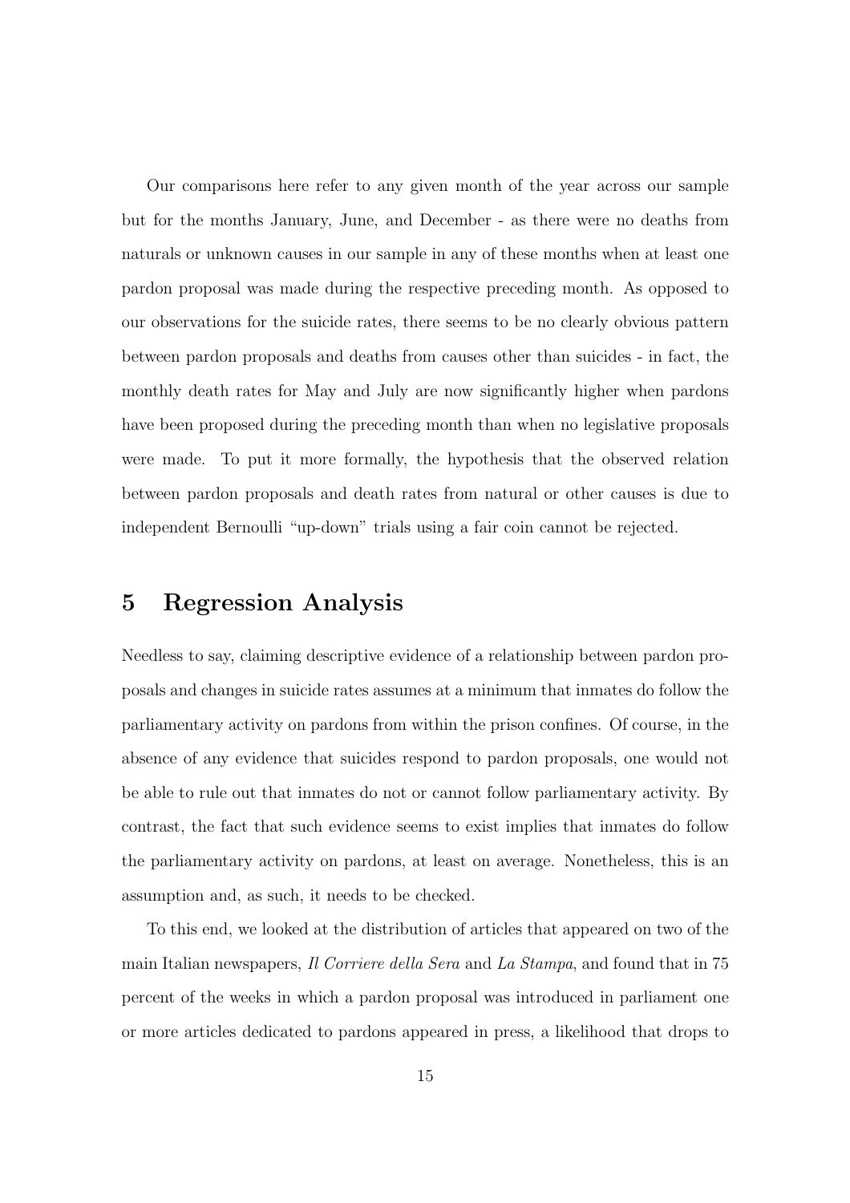Our comparisons here refer to any given month of the year across our sample but for the months January, June, and December - as there were no deaths from naturals or unknown causes in our sample in any of these months when at least one pardon proposal was made during the respective preceding month. As opposed to our observations for the suicide rates, there seems to be no clearly obvious pattern between pardon proposals and deaths from causes other than suicides - in fact, the monthly death rates for May and July are now significantly higher when pardons have been proposed during the preceding month than when no legislative proposals were made. To put it more formally, the hypothesis that the observed relation between pardon proposals and death rates from natural or other causes is due to independent Bernoulli "up-down" trials using a fair coin cannot be rejected.

## 5 Regression Analysis

Needless to say, claiming descriptive evidence of a relationship between pardon proposals and changes in suicide rates assumes at a minimum that inmates do follow the parliamentary activity on pardons from within the prison confines. Of course, in the absence of any evidence that suicides respond to pardon proposals, one would not be able to rule out that inmates do not or cannot follow parliamentary activity. By contrast, the fact that such evidence seems to exist implies that inmates do follow the parliamentary activity on pardons, at least on average. Nonetheless, this is an assumption and, as such, it needs to be checked.

To this end, we looked at the distribution of articles that appeared on two of the main Italian newspapers, *Il Corriere della Sera* and *La Stampa*, and found that in 75 percent of the weeks in which a pardon proposal was introduced in parliament one or more articles dedicated to pardons appeared in press, a likelihood that drops to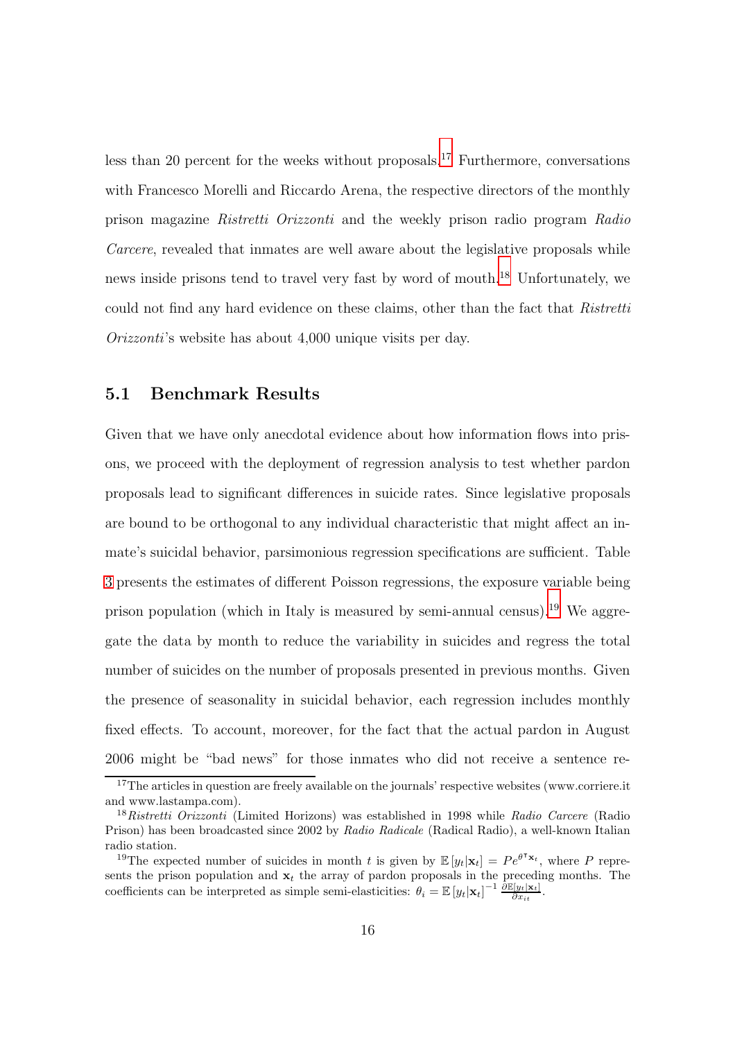less than 20 percent for the weeks without proposals.[17] Furthermore, conversations with Francesco Morelli and Riccardo Arena, the respective directors of the monthly prison magazine *Ristretti Orizzonti* and the weekly prison radio program *Radio Carcere*, revealed that inmates are well aware about the legislative proposals while news inside prisons tend to travel very fast by word of mouth.[18] Unfortunately, we could not find any hard evidence on these claims, other than the fact that *Ristretti Orizzonti*'s website has about 4,000 unique visits per day.

## 5.1 Benchmark Results

Given that we have only anecdotal evidence about how information flows into prisons, we proceed with the deployment of regression analysis to test whether pardon proposals lead to significant differences in suicide rates. Since legislative proposals are bound to be orthogonal to any individual characteristic that might affect an inmate's suicidal behavior, parsimonious regression specifications are sufficient. Table 3 presents the estimates of different Poisson regressions, the exposure variable being prison population (which in Italy is measured by semi-annual census).[19] We aggregate the data by month to reduce the variability in suicides and regress the total number of suicides on the number of proposals presented in previous months. Given the presence of seasonality in suicidal behavior, each regression includes monthly fixed effects. To account, moreover, for the fact that the actual pardon in August 2006 might be "bad news" for those inmates who did not receive a sentence re-

---

[17] The articles in question are freely available on the journals' respective websites (www.corriere.it and www.lastampa.com).

[18] *Ristretti Orizzonti* (Limited Horizons) was established in 1998 while *Radio Carcere* (Radio Prison) has been broadcasted since 2002 by *Radio Radicale* (Radical Radio), a well-known Italian radio station.

[19] The expected number of suicides in month $t$ is given by $\mathbb{E}[y_t|\mathbf{x}_t] = Pe^{\theta^\intercal \mathbf{x}_t}$, where $P$ represents the prison population and $\mathbf{x}_t$ the array of pardon proposals in the preceding months. The coefficients can be interpreted as simple semi-elasticities: $\theta_i = \mathbb{E}[y_t|\mathbf{x}_t]^{-1} \frac{\partial \mathbb{E}[y_t|\mathbf{x}_t]}{\partial x_{it}}$.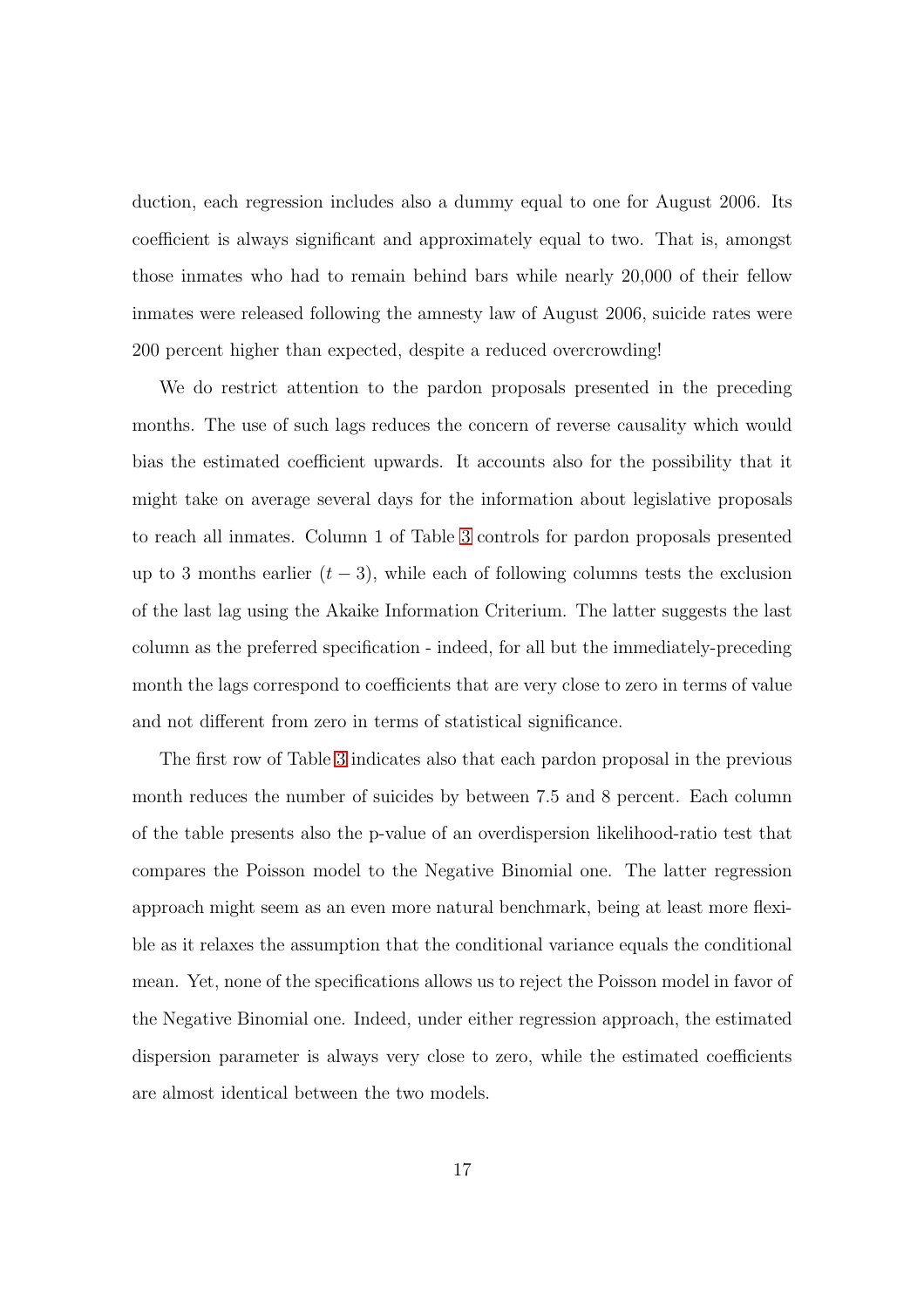duction, each regression includes also a dummy equal to one for August 2006. Its coefficient is always significant and approximately equal to two. That is, amongst those inmates who had to remain behind bars while nearly 20,000 of their fellow inmates were released following the amnesty law of August 2006, suicide rates were 200 percent higher than expected, despite a reduced overcrowding!

We do restrict attention to the pardon proposals presented in the preceding months. The use of such lags reduces the concern of reverse causality which would bias the estimated coefficient upwards. It accounts also for the possibility that it might take on average several days for the information about legislative proposals to reach all inmates. Column 1 of Table 3 controls for pardon proposals presented up to 3 months earlier ($t-3$), while each of following columns tests the exclusion of the last lag using the Akaike Information Criterium. The latter suggests the last column as the preferred specification - indeed, for all but the immediately-preceding month the lags correspond to coefficients that are very close to zero in terms of value and not different from zero in terms of statistical significance.

The first row of Table 3 indicates also that each pardon proposal in the previous month reduces the number of suicides by between 7.5 and 8 percent. Each column of the table presents also the p-value of an overdispersion likelihood-ratio test that compares the Poisson model to the Negative Binomial one. The latter regression approach might seem as an even more natural benchmark, being at least more flexible as it relaxes the assumption that the conditional variance equals the conditional mean. Yet, none of the specifications allows us to reject the Poisson model in favor of the Negative Binomial one. Indeed, under either regression approach, the estimated dispersion parameter is always very close to zero, while the estimated coefficients are almost identical between the two models.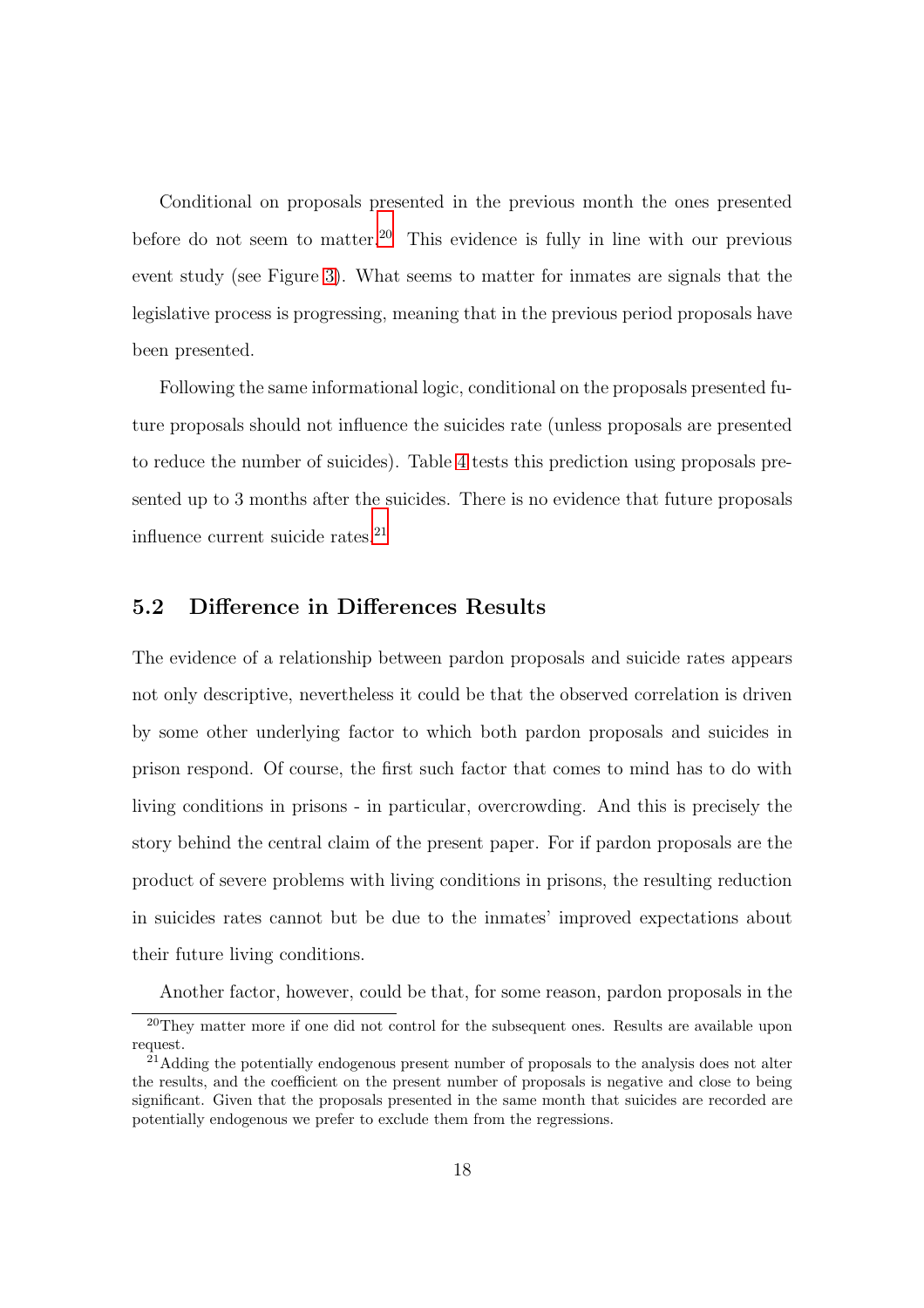Conditional on proposals presented in the previous month the ones presented before do not seem to matter.[20] This evidence is fully in line with our previous event study (see Figure 3). What seems to matter for inmates are signals that the legislative process is progressing, meaning that in the previous period proposals have been presented.

Following the same informational logic, conditional on the proposals presented future proposals should not influence the suicides rate (unless proposals are presented to reduce the number of suicides). Table 4 tests this prediction using proposals presented up to 3 months after the suicides. There is no evidence that future proposals influence current suicide rates.[21]

## 5.2 Difference in Differences Results

The evidence of a relationship between pardon proposals and suicide rates appears not only descriptive, nevertheless it could be that the observed correlation is driven by some other underlying factor to which both pardon proposals and suicides in prison respond. Of course, the first such factor that comes to mind has to do with living conditions in prisons - in particular, overcrowding. And this is precisely the story behind the central claim of the present paper. For if pardon proposals are the product of severe problems with living conditions in prisons, the resulting reduction in suicides rates cannot but be due to the inmates' improved expectations about their future living conditions.

Another factor, however, could be that, for some reason, pardon proposals in the

[20] They matter more if one did not control for the subsequent ones. Results are available upon request.

[21] Adding the potentially endogenous present number of proposals to the analysis does not alter the results, and the coefficient on the present number of proposals is negative and close to being significant. Given that the proposals presented in the same month that suicides are recorded are potentially endogenous we prefer to exclude them from the regressions.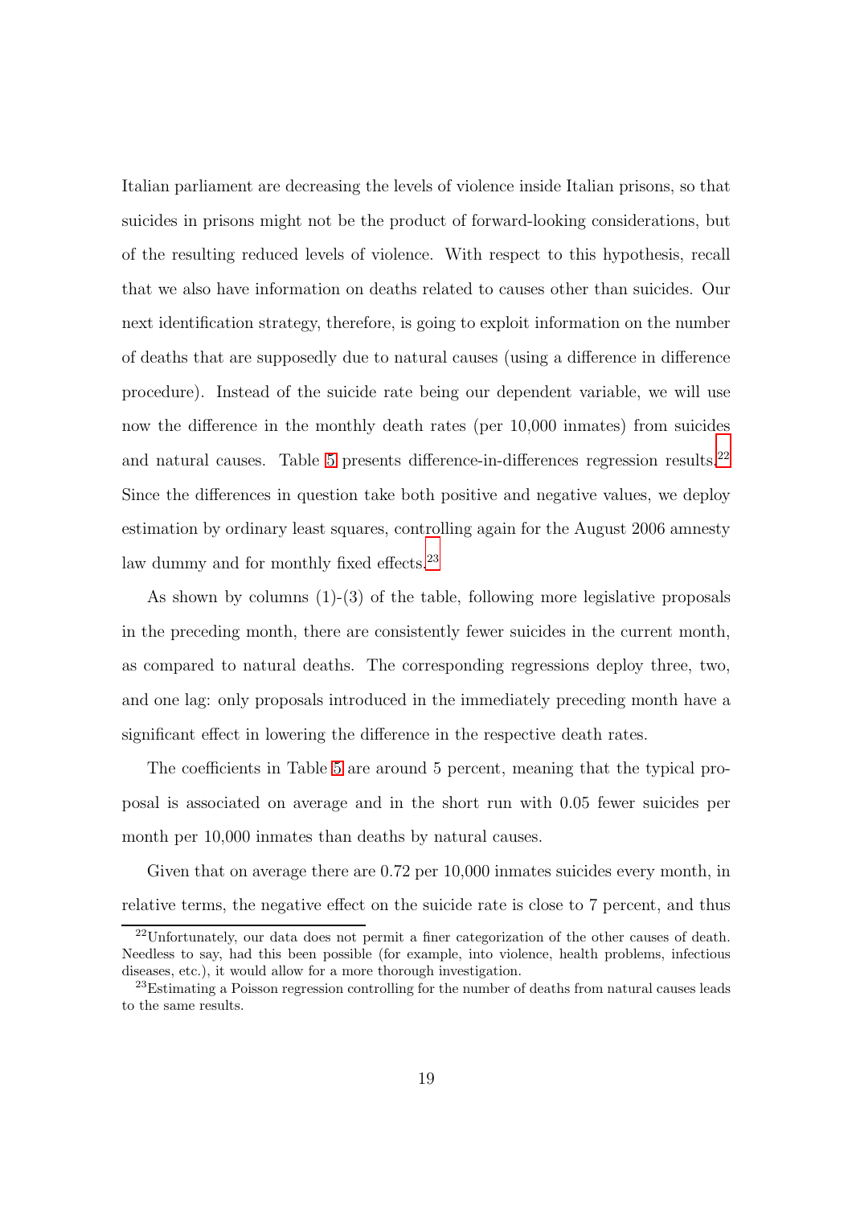Italian parliament are decreasing the levels of violence inside Italian prisons, so that suicides in prisons might not be the product of forward-looking considerations, but of the resulting reduced levels of violence. With respect to this hypothesis, recall that we also have information on deaths related to causes other than suicides. Our next identification strategy, therefore, is going to exploit information on the number of deaths that are supposedly due to natural causes (using a difference in difference procedure). Instead of the suicide rate being our dependent variable, we will use now the difference in the monthly death rates (per 10,000 inmates) from suicides and natural causes. Table 5 presents difference-in-differences regression results.[22] Since the differences in question take both positive and negative values, we deploy estimation by ordinary least squares, controlling again for the August 2006 amnesty law dummy and for monthly fixed effects.[23]

As shown by columns (1)-(3) of the table, following more legislative proposals in the preceding month, there are consistently fewer suicides in the current month, as compared to natural deaths. The corresponding regressions deploy three, two, and one lag: only proposals introduced in the immediately preceding month have a significant effect in lowering the difference in the respective death rates.

The coefficients in Table 5 are around 5 percent, meaning that the typical proposal is associated on average and in the short run with 0.05 fewer suicides per month per 10,000 inmates than deaths by natural causes.

Given that on average there are 0.72 per 10,000 inmates suicides every month, in relative terms, the negative effect on the suicide rate is close to 7 percent, and thus

[22] Unfortunately, our data does not permit a finer categorization of the other causes of death. Needless to say, had this been possible (for example, into violence, health problems, infectious diseases, etc.), it would allow for a more thorough investigation.

[23] Estimating a Poisson regression controlling for the number of deaths from natural causes leads to the same results.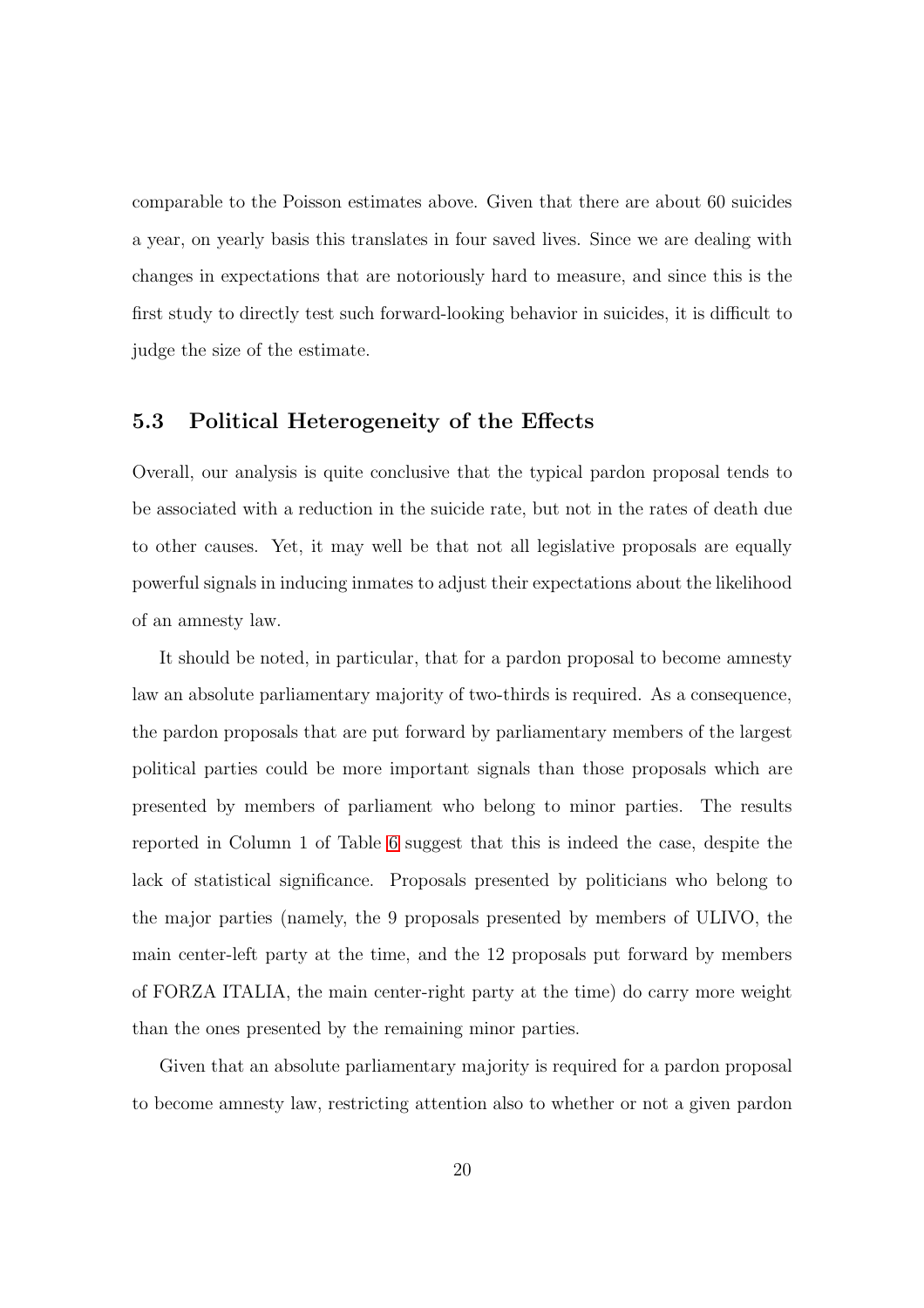comparable to the Poisson estimates above. Given that there are about 60 suicides a year, on yearly basis this translates in four saved lives. Since we are dealing with changes in expectations that are notoriously hard to measure, and since this is the first study to directly test such forward-looking behavior in suicides, it is difficult to judge the size of the estimate.

## 5.3 Political Heterogeneity of the Effects

Overall, our analysis is quite conclusive that the typical pardon proposal tends to be associated with a reduction in the suicide rate, but not in the rates of death due to other causes. Yet, it may well be that not all legislative proposals are equally powerful signals in inducing inmates to adjust their expectations about the likelihood of an amnesty law.

It should be noted, in particular, that for a pardon proposal to become amnesty law an absolute parliamentary majority of two-thirds is required. As a consequence, the pardon proposals that are put forward by parliamentary members of the largest political parties could be more important signals than those proposals which are presented by members of parliament who belong to minor parties. The results reported in Column 1 of Table 6 suggest that this is indeed the case, despite the lack of statistical significance. Proposals presented by politicians who belong to the major parties (namely, the 9 proposals presented by members of ULIVO, the main center-left party at the time, and the 12 proposals put forward by members of FORZA ITALIA, the main center-right party at the time) do carry more weight than the ones presented by the remaining minor parties.

Given that an absolute parliamentary majority is required for a pardon proposal to become amnesty law, restricting attention also to whether or not a given pardon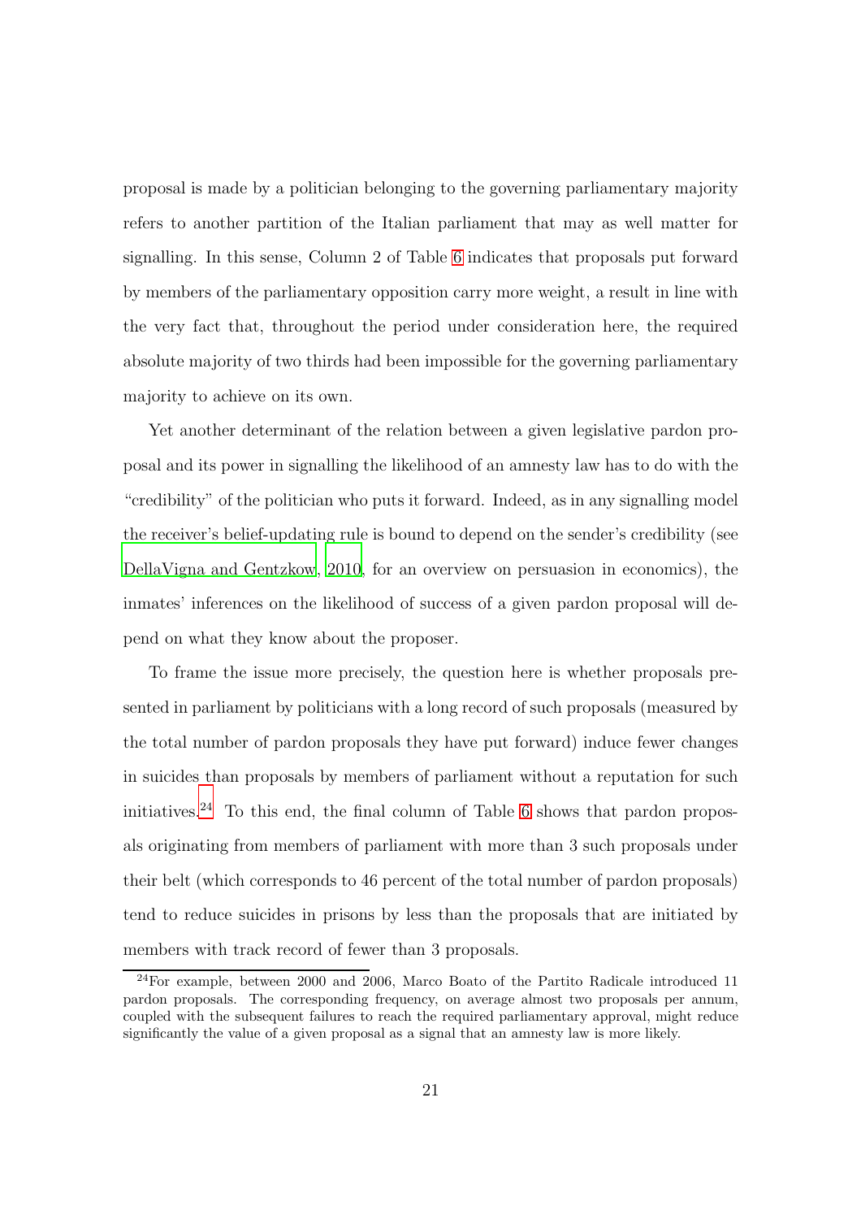proposal is made by a politician belonging to the governing parliamentary majority refers to another partition of the Italian parliament that may as well matter for signalling. In this sense, Column 2 of Table 6 indicates that proposals put forward by members of the parliamentary opposition carry more weight, a result in line with the very fact that, throughout the period under consideration here, the required absolute majority of two thirds had been impossible for the governing parliamentary majority to achieve on its own.

Yet another determinant of the relation between a given legislative pardon proposal and its power in signalling the likelihood of an amnesty law has to do with the "credibility" of the politician who puts it forward. Indeed, as in any signalling model the receiver's belief-updating rule is bound to depend on the sender's credibility (see DellaVigna and Gentzkow, 2010, for an overview on persuasion in economics), the inmates' inferences on the likelihood of success of a given pardon proposal will depend on what they know about the proposer.

To frame the issue more precisely, the question here is whether proposals presented in parliament by politicians with a long record of such proposals (measured by the total number of pardon proposals they have put forward) induce fewer changes in suicides than proposals by members of parliament without a reputation for such initiatives.[24] To this end, the final column of Table 6 shows that pardon proposals originating from members of parliament with more than 3 such proposals under their belt (which corresponds to 46 percent of the total number of pardon proposals) tend to reduce suicides in prisons by less than the proposals that are initiated by members with track record of fewer than 3 proposals.

[24] For example, between 2000 and 2006, Marco Boato of the Partito Radicale introduced 11 pardon proposals. The corresponding frequency, on average almost two proposals per annum, coupled with the subsequent failures to reach the required parliamentary approval, might reduce significantly the value of a given proposal as a signal that an amnesty law is more likely.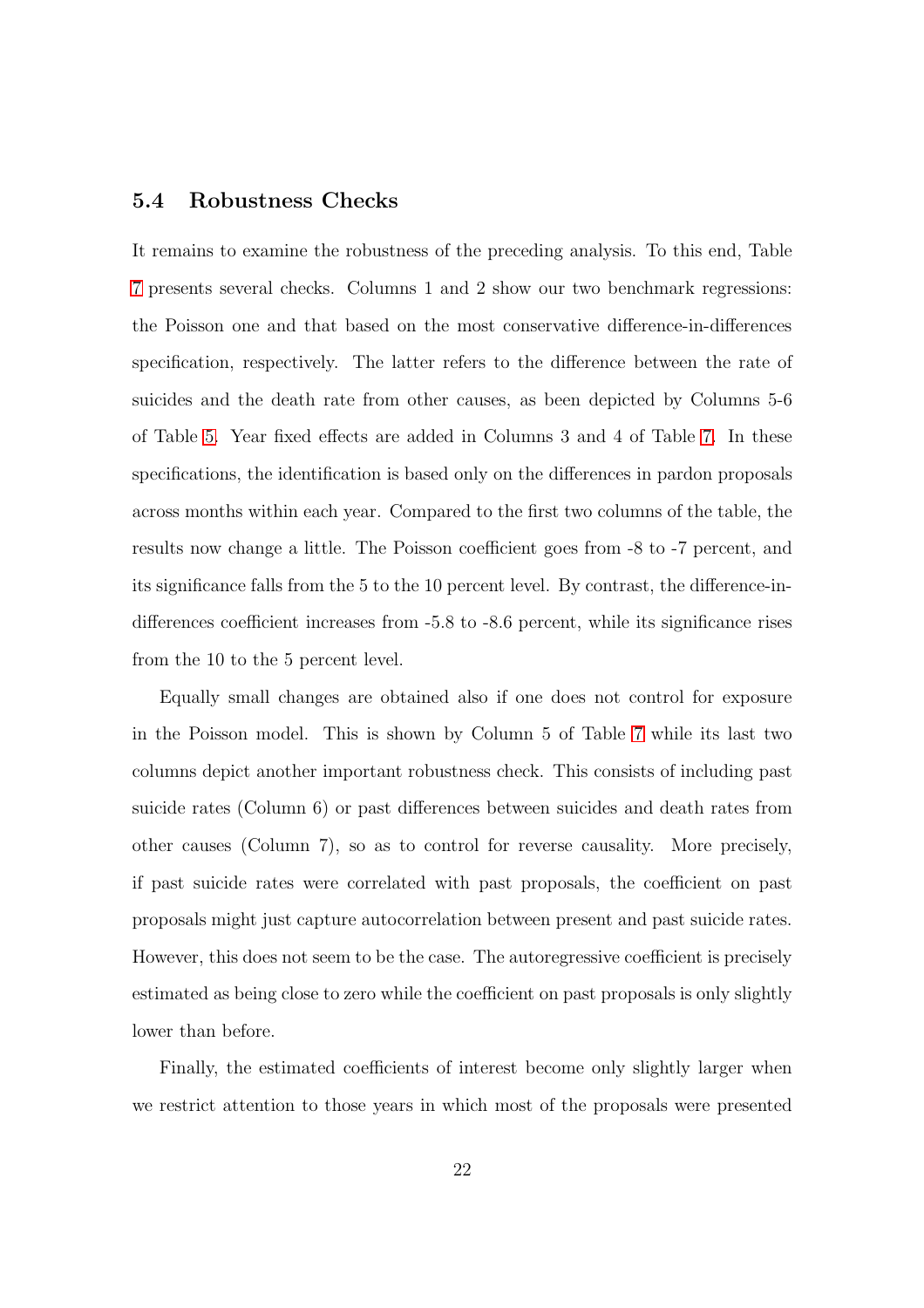### 5.4 Robustness Checks

It remains to examine the robustness of the preceding analysis. To this end, Table 7 presents several checks. Columns 1 and 2 show our two benchmark regressions: the Poisson one and that based on the most conservative difference-in-differences specification, respectively. The latter refers to the difference between the rate of suicides and the death rate from other causes, as been depicted by Columns 5-6 of Table 5. Year fixed effects are added in Columns 3 and 4 of Table 7. In these specifications, the identification is based only on the differences in pardon proposals across months within each year. Compared to the first two columns of the table, the results now change a little. The Poisson coefficient goes from -8 to -7 percent, and its significance falls from the 5 to the 10 percent level. By contrast, the difference-in-differences coefficient increases from -5.8 to -8.6 percent, while its significance rises from the 10 to the 5 percent level.

Equally small changes are obtained also if one does not control for exposure in the Poisson model. This is shown by Column 5 of Table 7 while its last two columns depict another important robustness check. This consists of including past suicide rates (Column 6) or past differences between suicides and death rates from other causes (Column 7), so as to control for reverse causality. More precisely, if past suicide rates were correlated with past proposals, the coefficient on past proposals might just capture autocorrelation between present and past suicide rates. However, this does not seem to be the case. The autoregressive coefficient is precisely estimated as being close to zero while the coefficient on past proposals is only slightly lower than before.

Finally, the estimated coefficients of interest become only slightly larger when we restrict attention to those years in which most of the proposals were presented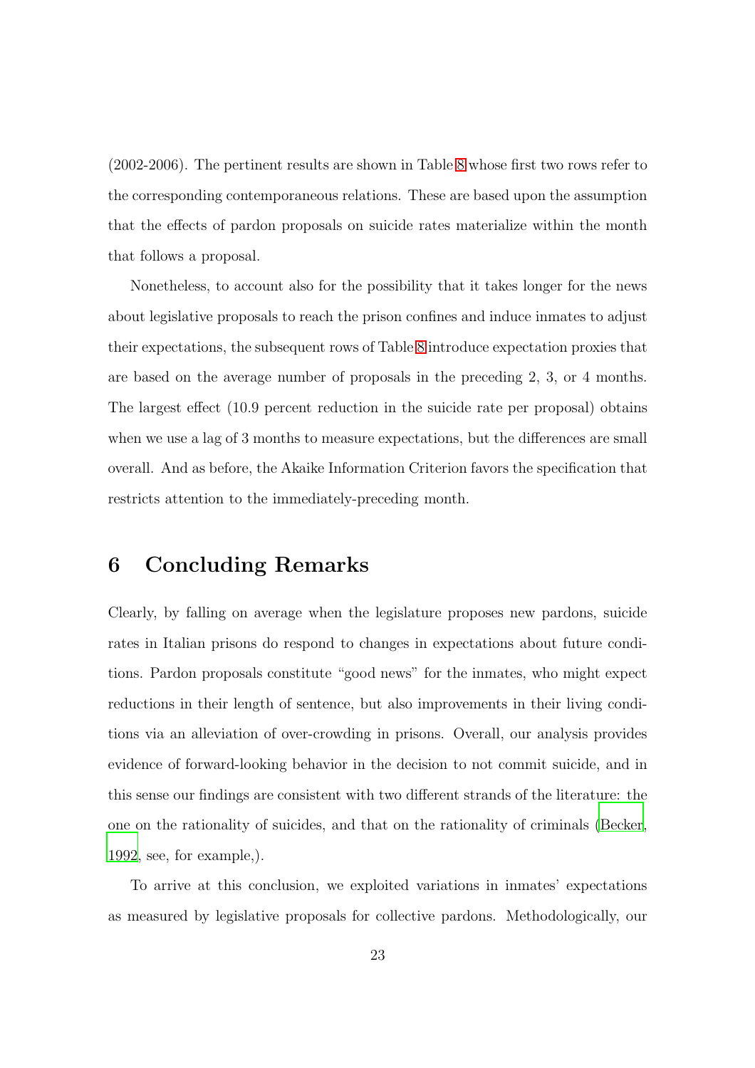(2002-2006). The pertinent results are shown in Table 8 whose first two rows refer to the corresponding contemporaneous relations. These are based upon the assumption that the effects of pardon proposals on suicide rates materialize within the month that follows a proposal.

Nonetheless, to account also for the possibility that it takes longer for the news about legislative proposals to reach the prison confines and induce inmates to adjust their expectations, the subsequent rows of Table 8 introduce expectation proxies that are based on the average number of proposals in the preceding 2, 3, or 4 months. The largest effect (10.9 percent reduction in the suicide rate per proposal) obtains when we use a lag of 3 months to measure expectations, but the differences are small overall. And as before, the Akaike Information Criterion favors the specification that restricts attention to the immediately-preceding month.

## 6 Concluding Remarks

Clearly, by falling on average when the legislature proposes new pardons, suicide rates in Italian prisons do respond to changes in expectations about future conditions. Pardon proposals constitute "good news" for the inmates, who might expect reductions in their length of sentence, but also improvements in their living conditions via an alleviation of over-crowding in prisons. Overall, our analysis provides evidence of forward-looking behavior in the decision to not commit suicide, and in this sense our findings are consistent with two different strands of the literature: the one on the rationality of suicides, and that on the rationality of criminals (Becker, 1992, see, for example,).

To arrive at this conclusion, we exploited variations in inmates' expectations as measured by legislative proposals for collective pardons. Methodologically, our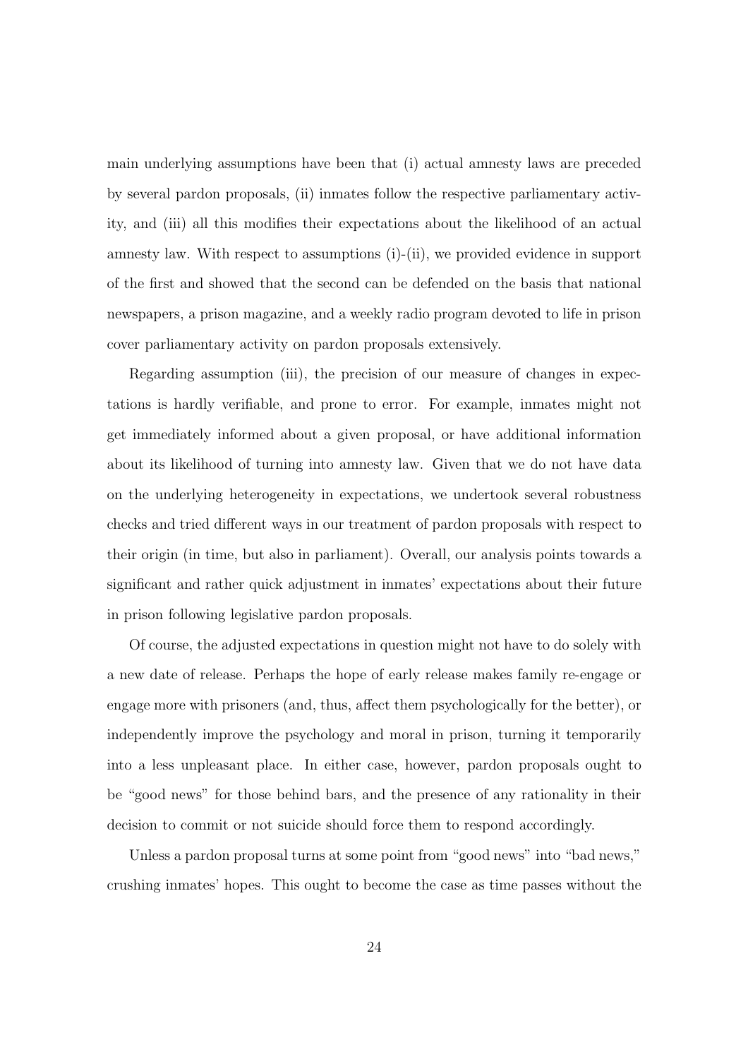main underlying assumptions have been that (i) actual amnesty laws are preceded by several pardon proposals, (ii) inmates follow the respective parliamentary activity, and (iii) all this modifies their expectations about the likelihood of an actual amnesty law. With respect to assumptions (i)-(ii), we provided evidence in support of the first and showed that the second can be defended on the basis that national newspapers, a prison magazine, and a weekly radio program devoted to life in prison cover parliamentary activity on pardon proposals extensively.

Regarding assumption (iii), the precision of our measure of changes in expectations is hardly verifiable, and prone to error. For example, inmates might not get immediately informed about a given proposal, or have additional information about its likelihood of turning into amnesty law. Given that we do not have data on the underlying heterogeneity in expectations, we undertook several robustness checks and tried different ways in our treatment of pardon proposals with respect to their origin (in time, but also in parliament). Overall, our analysis points towards a significant and rather quick adjustment in inmates' expectations about their future in prison following legislative pardon proposals.

Of course, the adjusted expectations in question might not have to do solely with a new date of release. Perhaps the hope of early release makes family re-engage or engage more with prisoners (and, thus, affect them psychologically for the better), or independently improve the psychology and moral in prison, turning it temporarily into a less unpleasant place. In either case, however, pardon proposals ought to be "good news" for those behind bars, and the presence of any rationality in their decision to commit or not suicide should force them to respond accordingly.

Unless a pardon proposal turns at some point from "good news" into "bad news," crushing inmates' hopes. This ought to become the case as time passes without the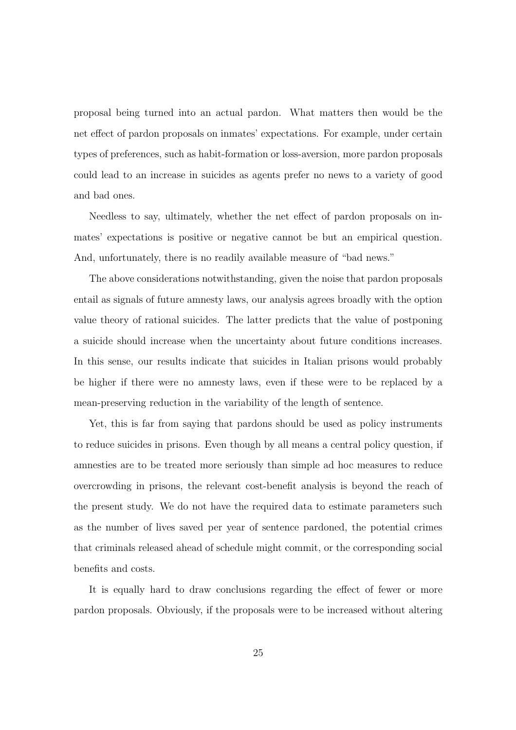proposal being turned into an actual pardon. What matters then would be the net effect of pardon proposals on inmates' expectations. For example, under certain types of preferences, such as habit-formation or loss-aversion, more pardon proposals could lead to an increase in suicides as agents prefer no news to a variety of good and bad ones.

Needless to say, ultimately, whether the net effect of pardon proposals on inmates' expectations is positive or negative cannot be but an empirical question. And, unfortunately, there is no readily available measure of "bad news."

The above considerations notwithstanding, given the noise that pardon proposals entail as signals of future amnesty laws, our analysis agrees broadly with the option value theory of rational suicides. The latter predicts that the value of postponing a suicide should increase when the uncertainty about future conditions increases. In this sense, our results indicate that suicides in Italian prisons would probably be higher if there were no amnesty laws, even if these were to be replaced by a mean-preserving reduction in the variability of the length of sentence.

Yet, this is far from saying that pardons should be used as policy instruments to reduce suicides in prisons. Even though by all means a central policy question, if amnesties are to be treated more seriously than simple ad hoc measures to reduce overcrowding in prisons, the relevant cost-benefit analysis is beyond the reach of the present study. We do not have the required data to estimate parameters such as the number of lives saved per year of sentence pardoned, the potential crimes that criminals released ahead of schedule might commit, or the corresponding social benefits and costs.

It is equally hard to draw conclusions regarding the effect of fewer or more pardon proposals. Obviously, if the proposals were to be increased without altering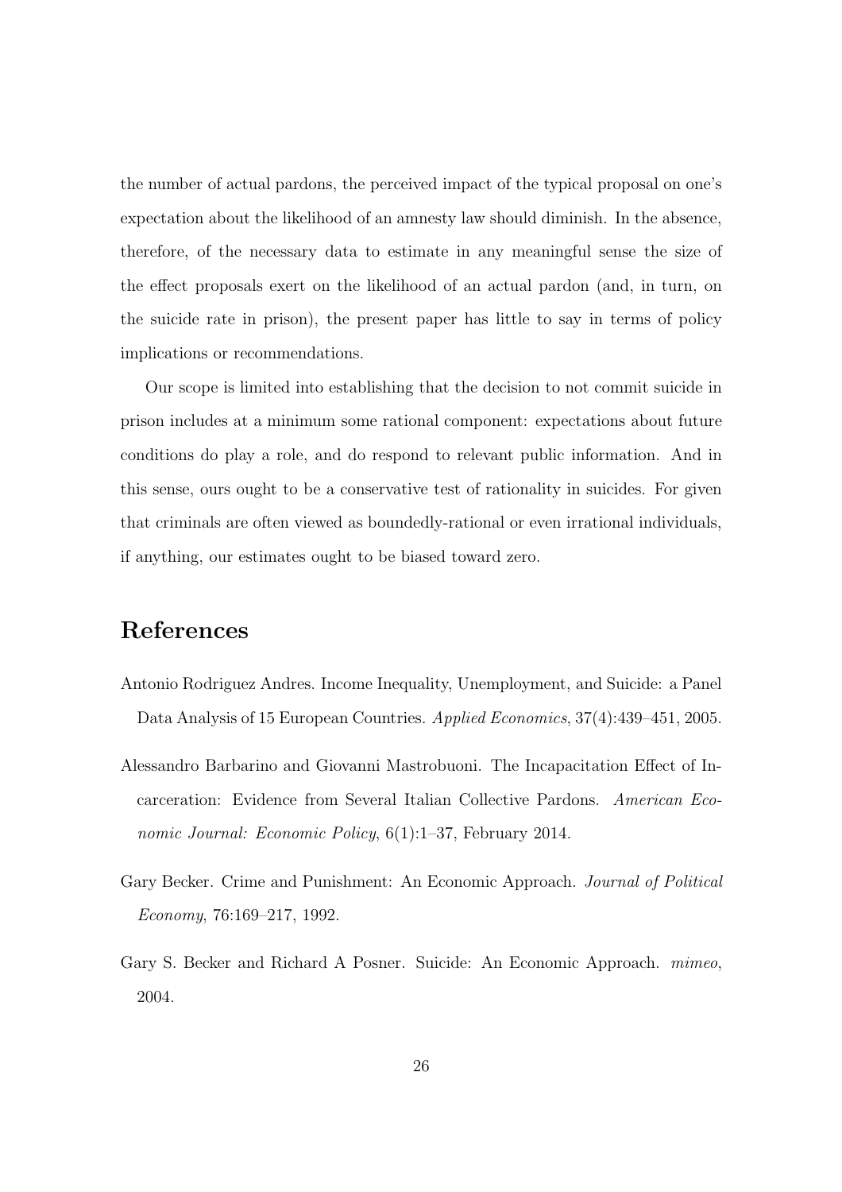the number of actual pardons, the perceived impact of the typical proposal on one's expectation about the likelihood of an amnesty law should diminish. In the absence, therefore, of the necessary data to estimate in any meaningful sense the size of the effect proposals exert on the likelihood of an actual pardon (and, in turn, on the suicide rate in prison), the present paper has little to say in terms of policy implications or recommendations.

Our scope is limited into establishing that the decision to not commit suicide in prison includes at a minimum some rational component: expectations about future conditions do play a role, and do respond to relevant public information. And in this sense, ours ought to be a conservative test of rationality in suicides. For given that criminals are often viewed as boundedly-rational or even irrational individuals, if anything, our estimates ought to be biased toward zero.

# References

Antonio Rodriguez Andres. Income Inequality, Unemployment, and Suicide: a Panel Data Analysis of 15 European Countries. *Applied Economics*, 37(4):439–451, 2005.

Alessandro Barbarino and Giovanni Mastrobuoni. The Incapacitation Effect of Incarceration: Evidence from Several Italian Collective Pardons. *American Economic Journal: Economic Policy*, 6(1):1–37, February 2014.

Gary Becker. Crime and Punishment: An Economic Approach. *Journal of Political Economy*, 76:169–217, 1992.

Gary S. Becker and Richard A Posner. Suicide: An Economic Approach. *mimeo*, 2004.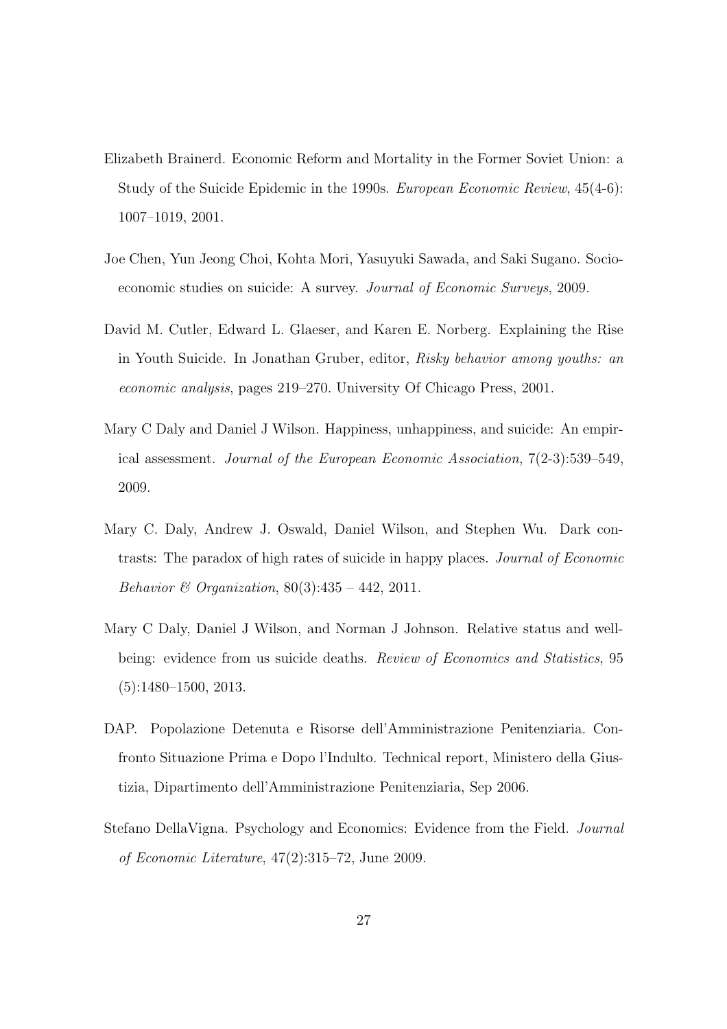Elizabeth Brainerd. Economic Reform and Mortality in the Former Soviet Union: a Study of the Suicide Epidemic in the 1990s. *European Economic Review*, 45(4-6): 1007–1019, 2001.

Joe Chen, Yun Jeong Choi, Kohta Mori, Yasuyuki Sawada, and Saki Sugano. Socio-economic studies on suicide: A survey. *Journal of Economic Surveys*, 2009.

David M. Cutler, Edward L. Glaeser, and Karen E. Norberg. Explaining the Rise in Youth Suicide. In Jonathan Gruber, editor, *Risky behavior among youths: an economic analysis*, pages 219–270. University Of Chicago Press, 2001.

Mary C Daly and Daniel J Wilson. Happiness, unhappiness, and suicide: An empirical assessment. *Journal of the European Economic Association*, 7(2-3):539–549, 2009.

Mary C. Daly, Andrew J. Oswald, Daniel Wilson, and Stephen Wu. Dark contrasts: The paradox of high rates of suicide in happy places. *Journal of Economic Behavior & Organization*, 80(3):435 – 442, 2011.

Mary C Daly, Daniel J Wilson, and Norman J Johnson. Relative status and well-being: evidence from us suicide deaths. *Review of Economics and Statistics*, 95 (5):1480–1500, 2013.

DAP. Popolazione Detenuta e Risorse dell'Amministrazione Penitenziaria. Confronto Situazione Prima e Dopo l'Indulto. Technical report, Ministero della Giustizia, Dipartimento dell'Amministrazione Penitenziaria, Sep 2006.

Stefano DellaVigna. Psychology and Economics: Evidence from the Field. *Journal of Economic Literature*, 47(2):315–72, June 2009.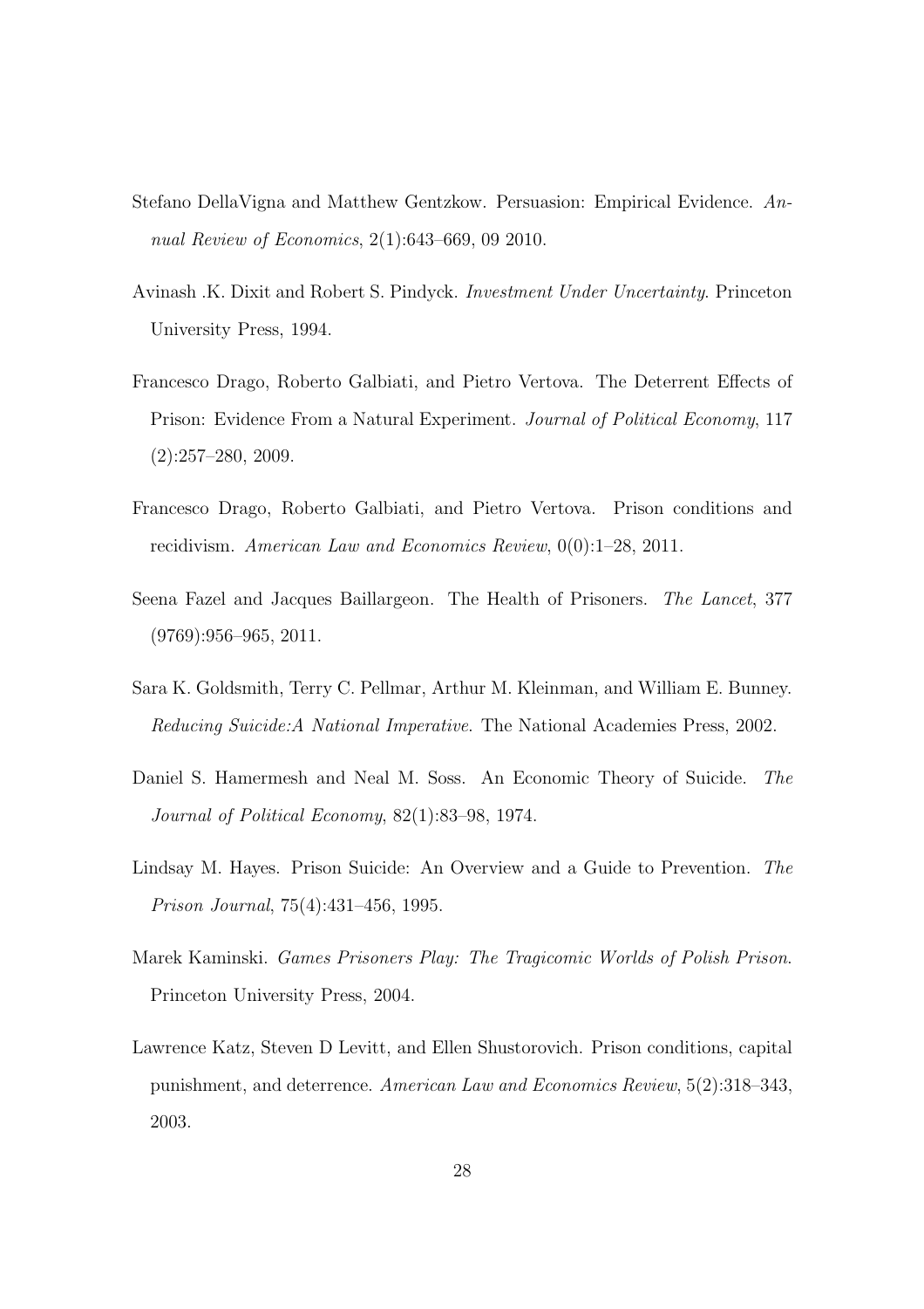Stefano DellaVigna and Matthew Gentzkow. Persuasion: Empirical Evidence. *Annual Review of Economics*, 2(1):643–669, 09 2010.

Avinash .K. Dixit and Robert S. Pindyck. *Investment Under Uncertainty*. Princeton University Press, 1994.

Francesco Drago, Roberto Galbiati, and Pietro Vertova. The Deterrent Effects of Prison: Evidence From a Natural Experiment. *Journal of Political Economy*, 117 (2):257–280, 2009.

Francesco Drago, Roberto Galbiati, and Pietro Vertova. Prison conditions and recidivism. *American Law and Economics Review*, 0(0):1–28, 2011.

Seena Fazel and Jacques Baillargeon. The Health of Prisoners. *The Lancet*, 377 (9769):956–965, 2011.

Sara K. Goldsmith, Terry C. Pellmar, Arthur M. Kleinman, and William E. Bunney. *Reducing Suicide:A National Imperative*. The National Academies Press, 2002.

Daniel S. Hamermesh and Neal M. Soss. An Economic Theory of Suicide. *The Journal of Political Economy*, 82(1):83–98, 1974.

Lindsay M. Hayes. Prison Suicide: An Overview and a Guide to Prevention. *The Prison Journal*, 75(4):431–456, 1995.

Marek Kaminski. *Games Prisoners Play: The Tragicomic Worlds of Polish Prison*. Princeton University Press, 2004.

Lawrence Katz, Steven D Levitt, and Ellen Shustorovich. Prison conditions, capital punishment, and deterrence. *American Law and Economics Review*, 5(2):318–343, 2003.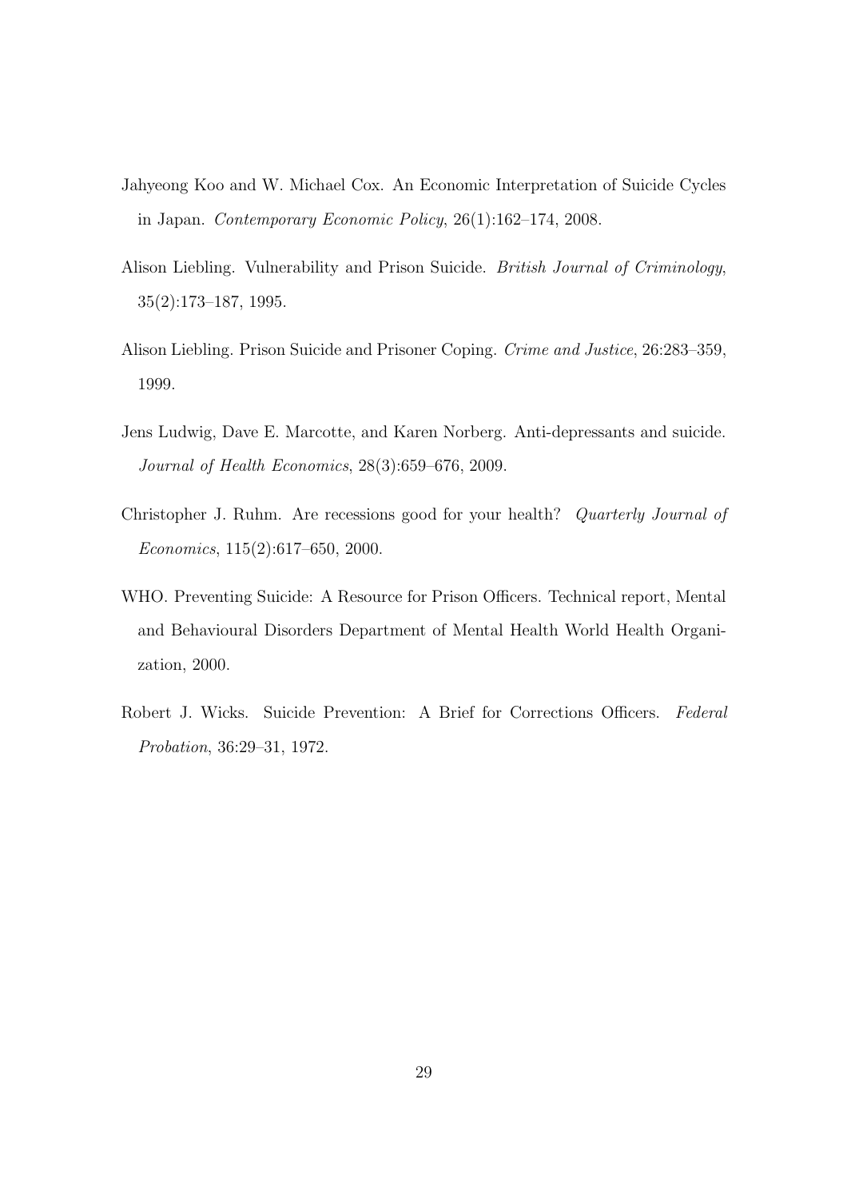Jahyeong Koo and W. Michael Cox. An Economic Interpretation of Suicide Cycles in Japan. *Contemporary Economic Policy*, 26(1):162–174, 2008.

Alison Liebling. Vulnerability and Prison Suicide. *British Journal of Criminology*, 35(2):173–187, 1995.

Alison Liebling. Prison Suicide and Prisoner Coping. *Crime and Justice*, 26:283–359, 1999.

Jens Ludwig, Dave E. Marcotte, and Karen Norberg. Anti-depressants and suicide. *Journal of Health Economics*, 28(3):659–676, 2009.

Christopher J. Ruhm. Are recessions good for your health? *Quarterly Journal of Economics*, 115(2):617–650, 2000.

WHO. Preventing Suicide: A Resource for Prison Officers. Technical report, Mental and Behavioural Disorders Department of Mental Health World Health Organization, 2000.

Robert J. Wicks. Suicide Prevention: A Brief for Corrections Officers. *Federal Probation*, 36:29–31, 1972.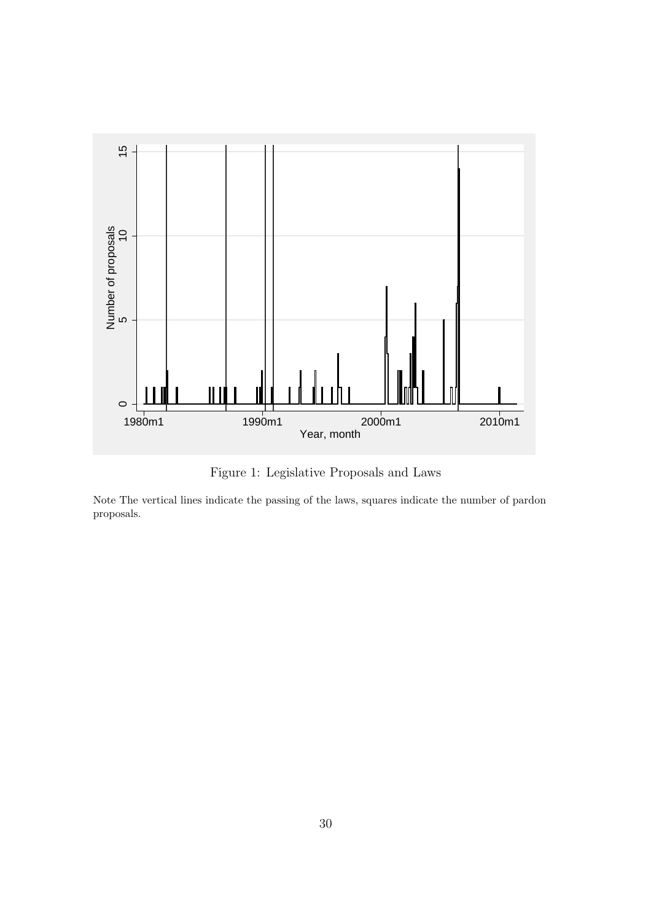Figure 1: Legislative Proposals and Laws

Note The vertical lines indicate the passing of the laws, squares indicate the number of pardon proposals.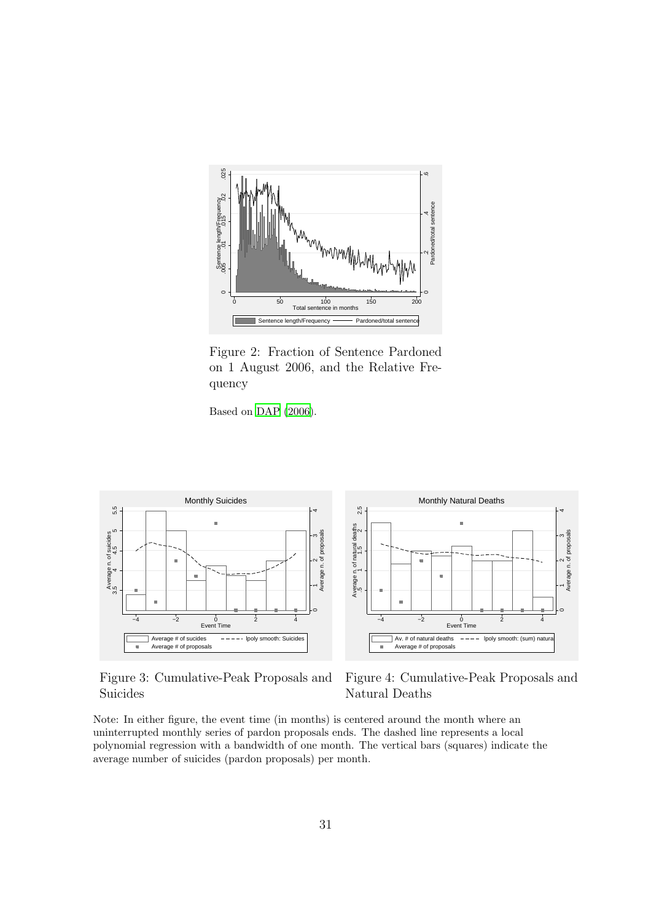Figure 2: Fraction of Sentence Pardoned on 1 August 2006, and the Relative Frequency

Based on DAP (2006).

Figure 3: Cumulative-Peak Proposals and Suicides

Figure 4: Cumulative-Peak Proposals and Natural Deaths

Note: In either figure, the event time (in months) is centered around the month where an uninterrupted monthly series of pardon proposals ends. The dashed line represents a local polynomial regression with a bandwidth of one month. The vertical bars (squares) indicate the average number of suicides (pardon proposals) per month.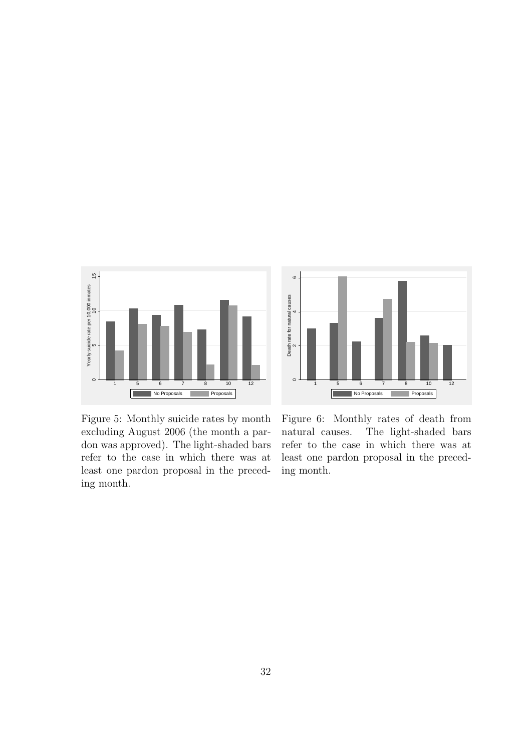Figure 5: Monthly suicide rates by month excluding August 2006 (the month a pardon was approved). The light-shaded bars refer to the case in which there was at least one pardon proposal in the preceding month.

Figure 6: Monthly rates of death from natural causes. The light-shaded bars refer to the case in which there was at least one pardon proposal in the preceding month.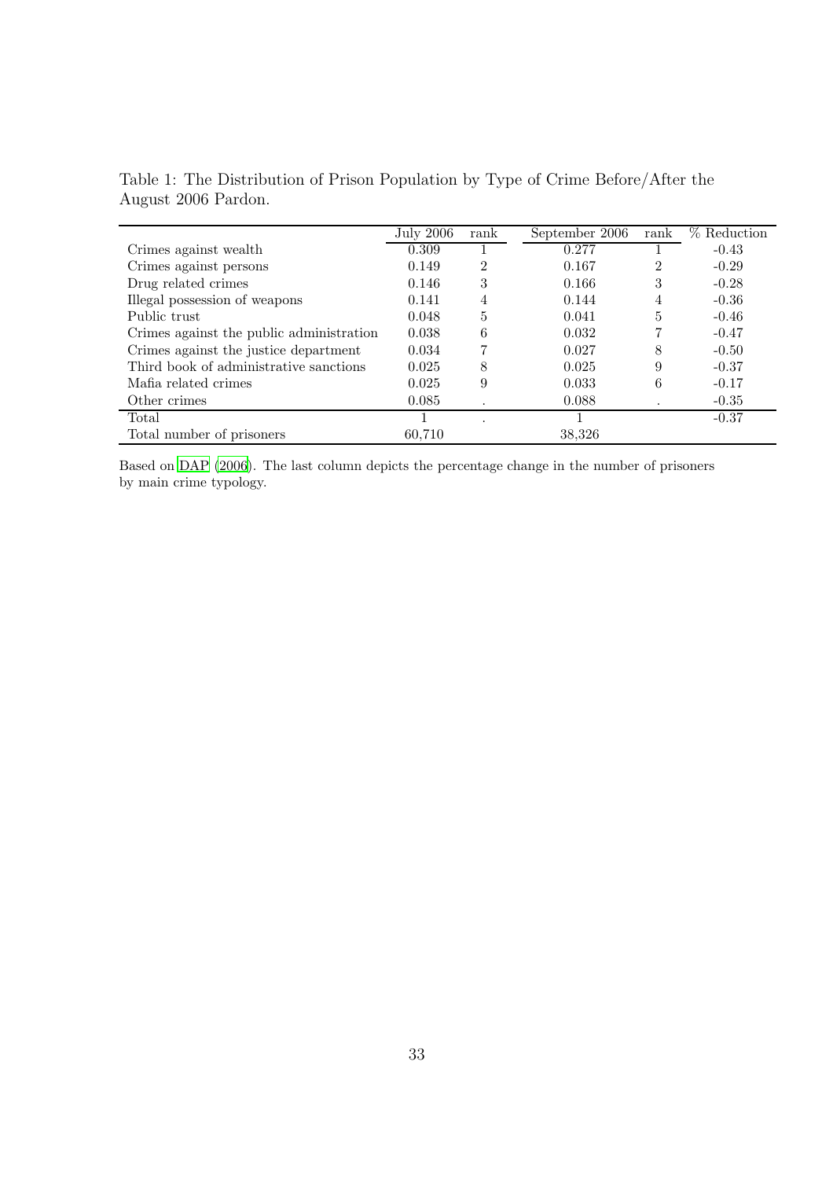Table 1: The Distribution of Prison Population by Type of Crime Before/After the August 2006 Pardon.

| | July 2006 | rank | September 2006 | rank | % Reduction |
|---|---|---|---|---|---|
| Crimes against wealth | 0.309 | 1 | 0.277 | 1 | -0.43 |
| Crimes against persons | 0.149 | 2 | 0.167 | 2 | -0.29 |
| Drug related crimes | 0.146 | 3 | 0.166 | 3 | -0.28 |
| Illegal possession of weapons | 0.141 | 4 | 0.144 | 4 | -0.36 |
| Public trust | 0.048 | 5 | 0.041 | 5 | -0.46 |
| Crimes against the public administration | 0.038 | 6 | 0.032 | 7 | -0.47 |
| Crimes against the justice department | 0.034 | 7 | 0.027 | 8 | -0.50 |
| Third book of administrative sanctions | 0.025 | 8 | 0.025 | 9 | -0.37 |
| Mafia related crimes | 0.025 | 9 | 0.033 | 6 | -0.17 |
| Other crimes | 0.085 | . | 0.088 | . | -0.35 |
| Total | 1 | . | 1 | | -0.37 |
| Total number of prisoners | 60,710 | | 38,326 | | |

Based on DAP (2006). The last column depicts the percentage change in the number of prisoners by main crime typology.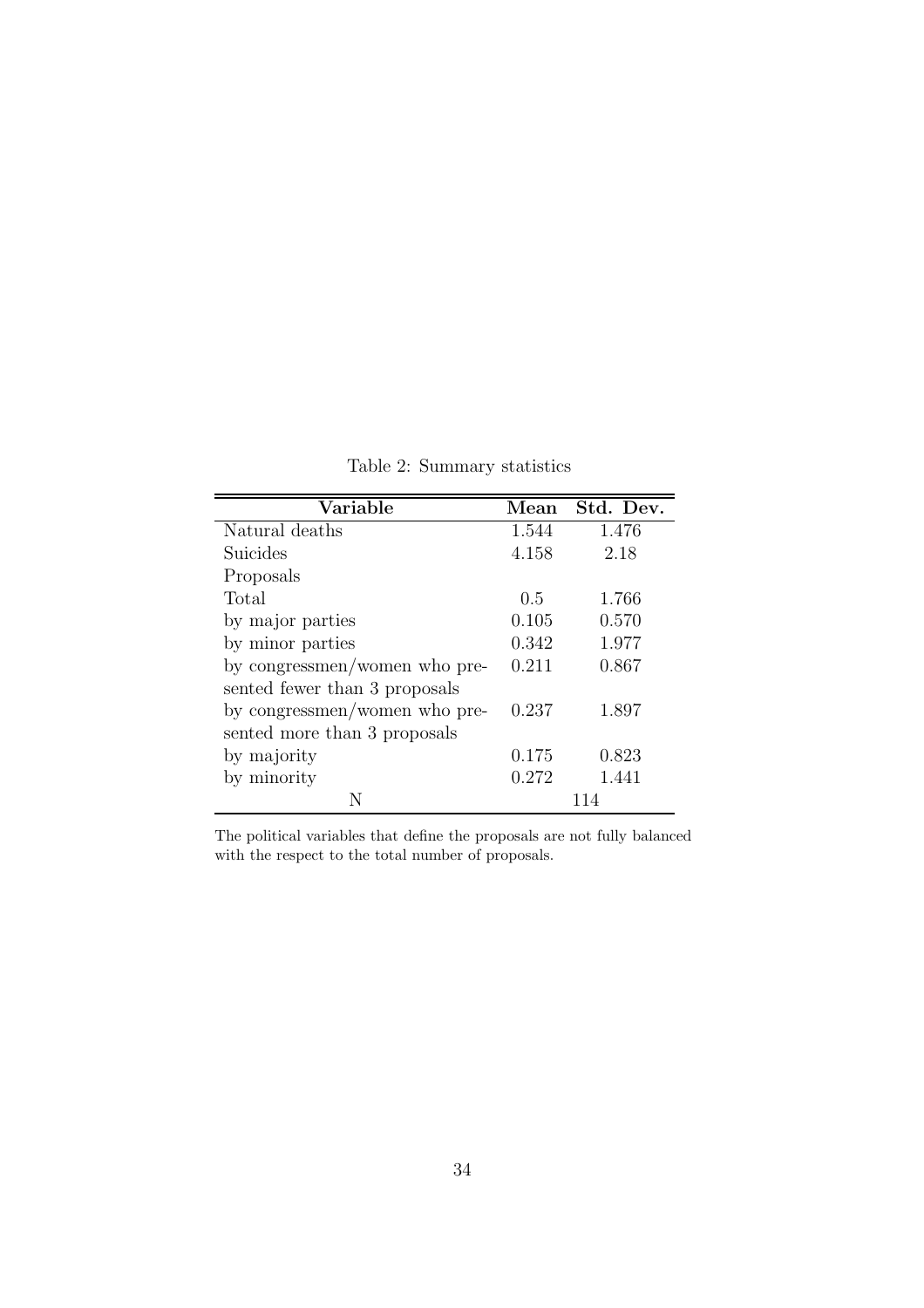Table 2: Summary statistics

| Variable | Mean | Std. Dev. |
|---|---|---|
| Natural deaths | 1.544 | 1.476 |
| Suicides | 4.158 | 2.18 |
| Proposals | | |
| Total | 0.5 | 1.766 |
| by major parties | 0.105 | 0.570 |
| by minor parties | 0.342 | 1.977 |
| by congressmen/women who presented fewer than 3 proposals | 0.211 | 0.867 |
| by congressmen/women who presented more than 3 proposals | 0.237 | 1.897 |
| by majority | 0.175 | 0.823 |
| by minority | 0.272 | 1.441 |
| N | 114 | |

The political variables that define the proposals are not fully balanced with the respect to the total number of proposals.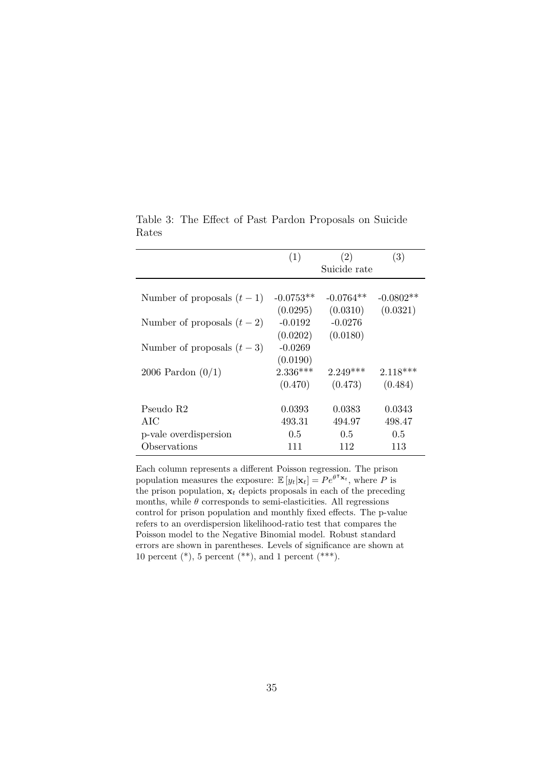Table 3: The Effect of Past Pardon Proposals on Suicide Rates

| | (1) | (2) | (3) |
|---|---|---|---|
| | | Suicide rate | |
| Number of proposals $(t-1)$ | -0.0753** | -0.0764** | -0.0802** |
| | (0.0295) | (0.0310) | (0.0321) |
| Number of proposals $(t-2)$ | -0.0192 | -0.0276 | |
| | (0.0202) | (0.0180) | |
| Number of proposals $(t-3)$ | -0.0269 | | |
| | (0.0190) | | |
| 2006 Pardon (0/1) | 2.336*** | 2.249*** | 2.118*** |
| | (0.470) | (0.473) | (0.484) |
| Pseudo R2 | 0.0393 | 0.0383 | 0.0343 |
| AIC | 493.31 | 494.97 | 498.47 |
| p-vale overdispersion | 0.5 | 0.5 | 0.5 |
| Observations | 111 | 112 | 113 |

Each column represents a different Poisson regression. The prison population measures the exposure: $\mathbb{E}[y_t|\mathbf{x}_t] = Pe^{\theta^\intercal \mathbf{x}_t}$, where $P$ is the prison population, $\mathbf{x}_t$ depicts proposals in each of the preceding months, while $\theta$ corresponds to semi-elasticities. All regressions control for prison population and monthly fixed effects. The p-value refers to an overdispersion likelihood-ratio test that compares the Poisson model to the Negative Binomial model. Robust standard errors are shown in parentheses. Levels of significance are shown at 10 percent (*), 5 percent (**), and 1 percent (***).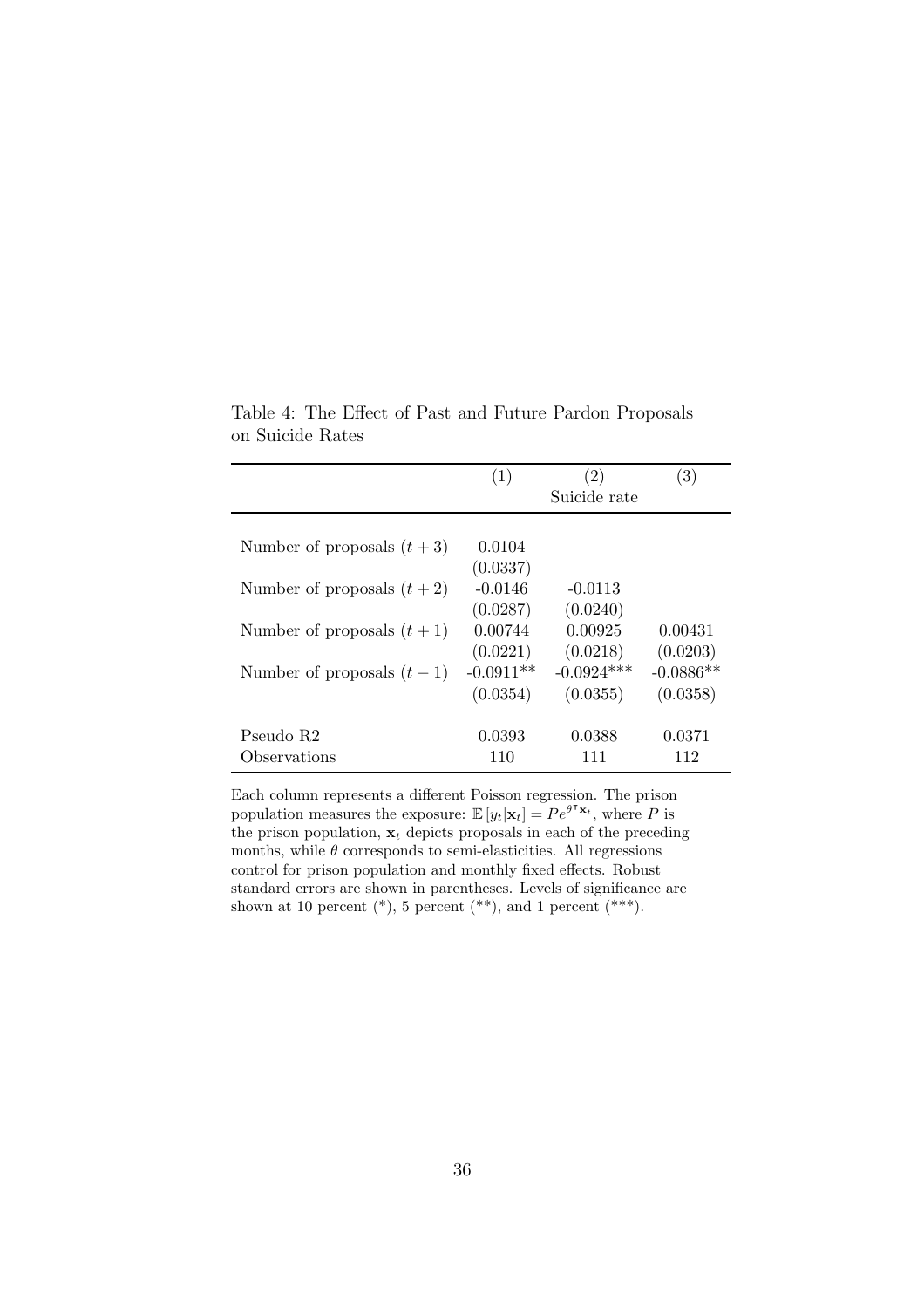Table 4: The Effect of Past and Future Pardon Proposals on Suicide Rates

| | (1) | (2) | (3) |
|---|---|---|---|
| | | Suicide rate | |
| Number of proposals $(t+3)$ | 0.0104 | | |
| | (0.0337) | | |
| Number of proposals $(t+2)$ | -0.0146 | -0.0113 | |
| | (0.0287) | (0.0240) | |
| Number of proposals $(t+1)$ | 0.00744 | 0.00925 | 0.00431 |
| | (0.0221) | (0.0218) | (0.0203) |
| Number of proposals $(t-1)$ | -0.0911** | -0.0924*** | -0.0886** |
| | (0.0354) | (0.0355) | (0.0358) |
| Pseudo R2 | 0.0393 | 0.0388 | 0.0371 |
| Observations | 110 | 111 | 112 |

Each column represents a different Poisson regression. The prison population measures the exposure: $\mathbb{E}\left[y_t|\mathbf{x}_t\right] = Pe^{\theta^\intercal \mathbf{x}_t}$, where $P$ is the prison population, $\mathbf{x}_t$ depicts proposals in each of the preceding months, while $\theta$ corresponds to semi-elasticities. All regressions control for prison population and monthly fixed effects. Robust standard errors are shown in parentheses. Levels of significance are shown at 10 percent (*), 5 percent (**), and 1 percent (***).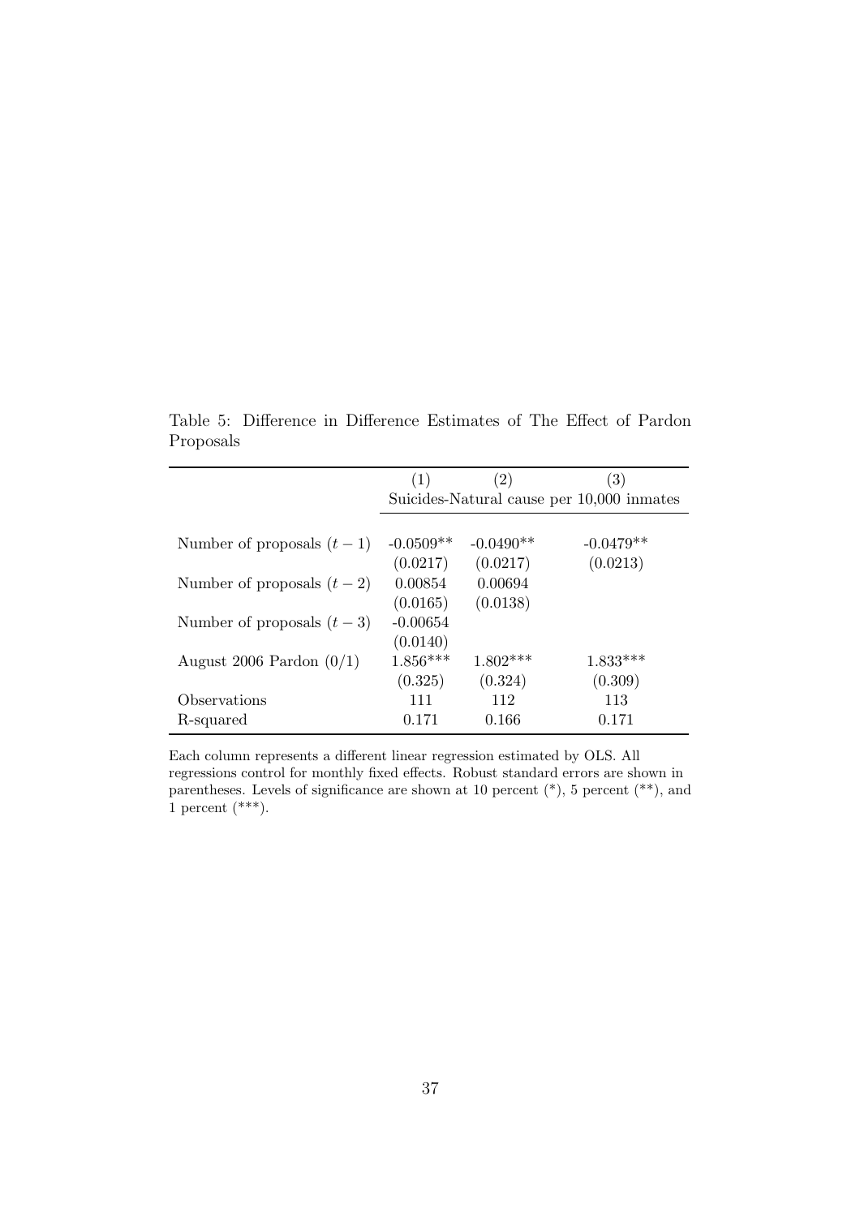Table 5: Difference in Difference Estimates of The Effect of Pardon Proposals

| | (1) | (2) | (3) |
|---|---|---|---|
| | Suicides-Natural cause per 10,000 inmates | | |
| Number of proposals $(t-1)$ | -0.0509** | -0.0490** | -0.0479** |
| | (0.0217) | (0.0217) | (0.0213) |
| Number of proposals $(t-2)$ | 0.00854 | 0.00694 | |
| | (0.0165) | (0.0138) | |
| Number of proposals $(t-3)$ | -0.00654 | | |
| | (0.0140) | | |
| August 2006 Pardon (0/1) | 1.856*** | 1.802*** | 1.833*** |
| | (0.325) | (0.324) | (0.309) |
| Observations | 111 | 112 | 113 |
| R-squared | 0.171 | 0.166 | 0.171 |

Each column represents a different linear regression estimated by OLS. All regressions control for monthly fixed effects. Robust standard errors are shown in parentheses. Levels of significance are shown at 10 percent (*), 5 percent (**), and 1 percent (***).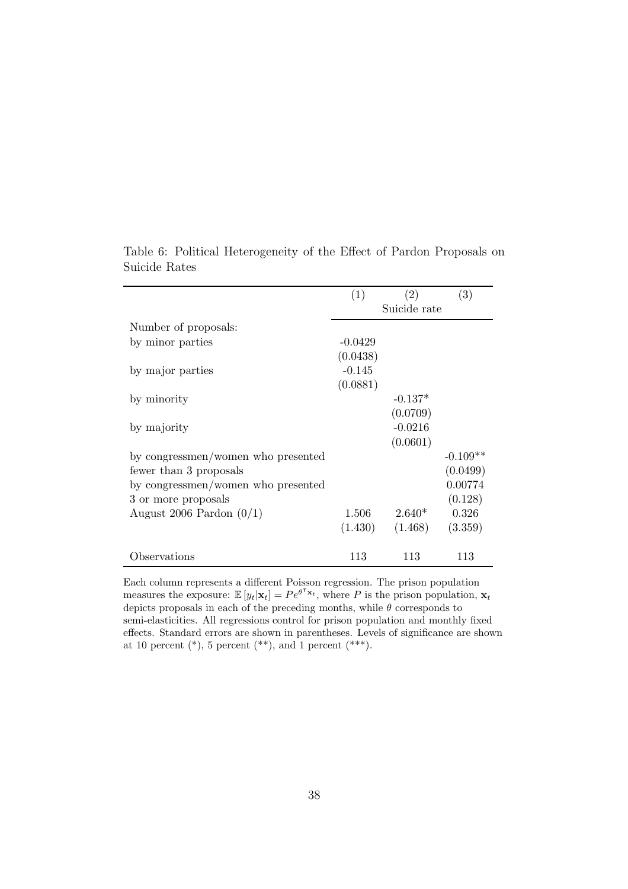Table 6: Political Heterogeneity of the Effect of Pardon Proposals on Suicide Rates

| | (1) | (2) | (3) |
|---|---|---|---|
| | | Suicide rate | |
| Number of proposals: | | | |
| by minor parties | -0.0429 | | |
| | (0.0438) | | |
| by major parties | -0.145 | | |
| | (0.0881) | | |
| by minority | | -0.137* | |
| | | (0.0709) | |
| by majority | | -0.0216 | |
| | | (0.0601) | |
| by congressmen/women who presented fewer than 3 proposals | | | -0.109** |
| | | | (0.0499) |
| by congressmen/women who presented 3 or more proposals | | | 0.00774 |
| | | | (0.128) |
| August 2006 Pardon (0/1) | 1.506 | 2.640* | 0.326 |
| | (1.430) | (1.468) | (3.359) |
| Observations | 113 | 113 | 113 |

Each column represents a different Poisson regression. The prison population measures the exposure: $\mathbb{E}[y_t|\mathbf{x}_t] = Pe^{\theta^\intercal \mathbf{x}_t}$, where $P$ is the prison population, $\mathbf{x}_t$ depicts proposals in each of the preceding months, while $\theta$ corresponds to semi-elasticities. All regressions control for prison population and monthly fixed effects. Standard errors are shown in parentheses. Levels of significance are shown at 10 percent (*), 5 percent (**), and 1 percent (***).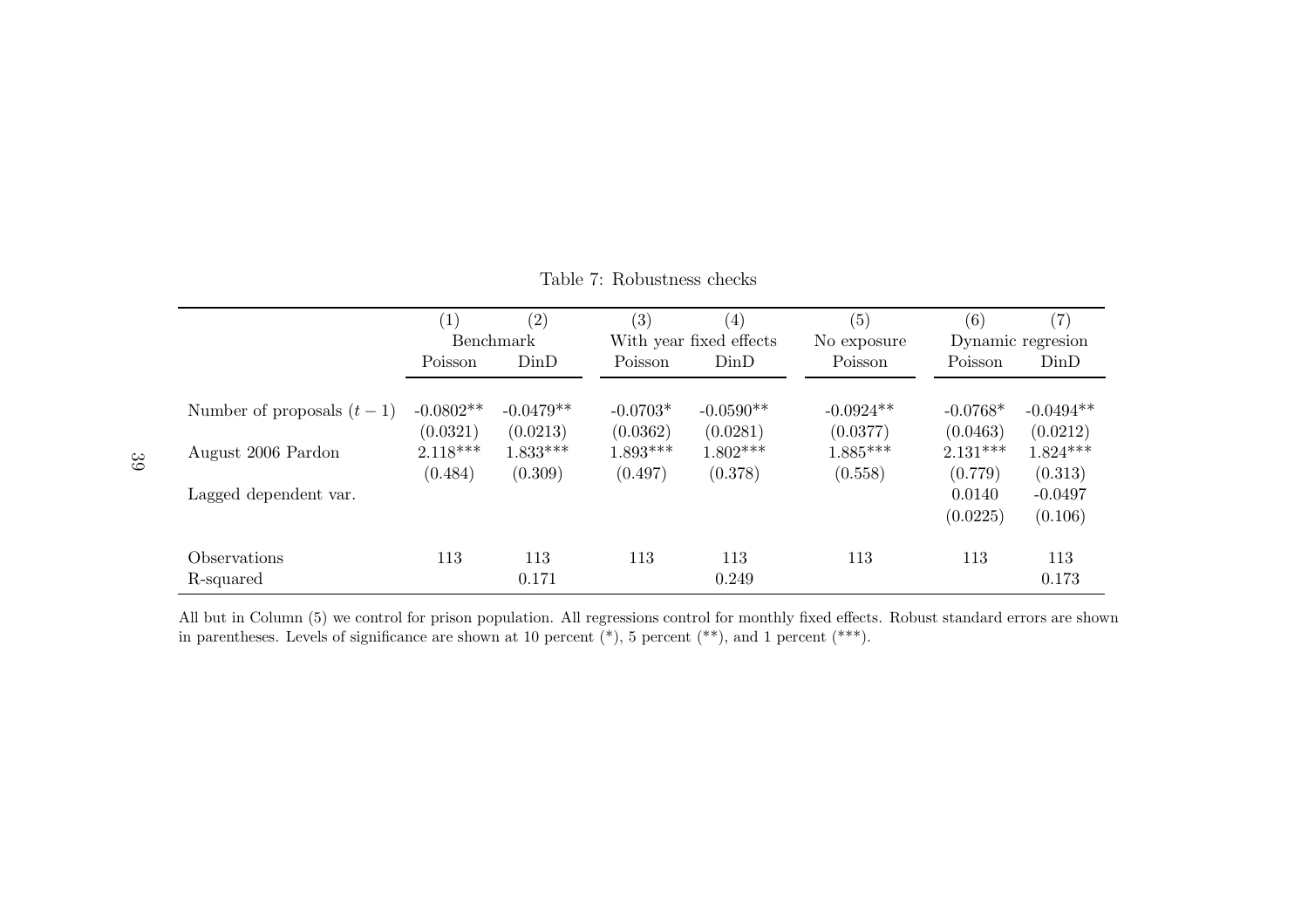Table 7: Robustness checks

| | (1) | (2) | (3) | (4) | (5) | (6) | (7) |
|---|---|---|---|---|---|---|---|
| | Benchmark | | With year fixed effects | | No exposure | Dynamic regresion | |
| | Poisson | DinD | Poisson | DinD | Poisson | Poisson | DinD |
| Number of proposals $(t-1)$ | -0.0802** | -0.0479** | -0.0703* | -0.0590** | -0.0924** | -0.0768* | -0.0494** |
| | (0.0321) | (0.0213) | (0.0362) | (0.0281) | (0.0377) | (0.0463) | (0.0212) |
| August 2006 Pardon | 2.118*** | 1.833*** | 1.893*** | 1.802*** | 1.885*** | 2.131*** | 1.824*** |
| | (0.484) | (0.309) | (0.497) | (0.378) | (0.558) | (0.779) | (0.313) |
| Lagged dependent var. | | | | | | 0.0140 | -0.0497 |
| | | | | | | (0.0225) | (0.106) |
| Observations | 113 | 113 | 113 | 113 | 113 | 113 | 113 |
| R-squared | | 0.171 | | 0.249 | | | 0.173 |

All but in Column (5) we control for prison population. All regressions control for monthly fixed effects. Robust standard errors are shown in parentheses. Levels of significance are shown at 10 percent (*), 5 percent (**), and 1 percent (***).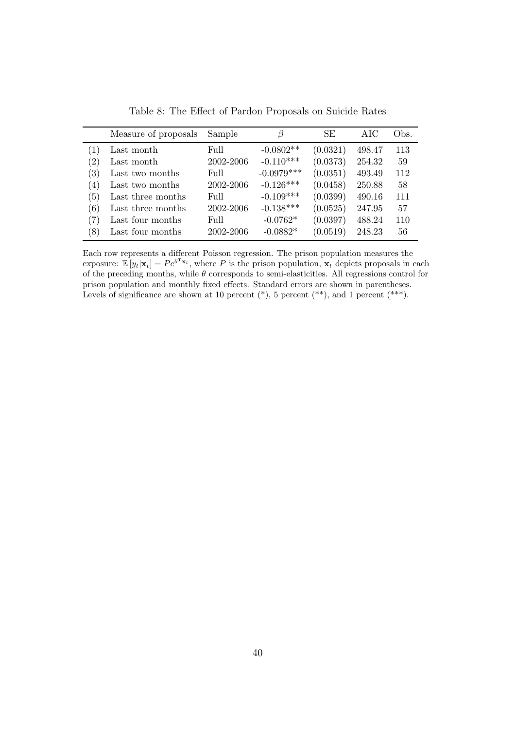Table 8: The Effect of Pardon Proposals on Suicide Rates

| | Measure of proposals | Sample | $\beta$ | SE | AIC | Obs. |
|---|---|---|---|---|---|---|
| (1) | Last month | Full | -0.0802** | (0.0321) | 498.47 | 113 |
| (2) | Last month | 2002-2006 | -0.110*** | (0.0373) | 254.32 | 59 |
| (3) | Last two months | Full | -0.0979*** | (0.0351) | 493.49 | 112 |
| (4) | Last two months | 2002-2006 | -0.126*** | (0.0458) | 250.88 | 58 |
| (5) | Last three months | Full | -0.109*** | (0.0399) | 490.16 | 111 |
| (6) | Last three months | 2002-2006 | -0.138*** | (0.0525) | 247.95 | 57 |
| (7) | Last four months | Full | -0.0762* | (0.0397) | 488.24 | 110 |
| (8) | Last four months | 2002-2006 | -0.0882* | (0.0519) | 248.23 | 56 |

Each row represents a different Poisson regression. The prison population measures the exposure: $\mathbb{E}[y_t|\mathbf{x}_t] = Pe^{\theta^\intercal \mathbf{x}_t}$, where $P$ is the prison population, $\mathbf{x}_t$ depicts proposals in each of the preceding months, while $\theta$ corresponds to semi-elasticities. All regressions control for prison population and monthly fixed effects. Standard errors are shown in parentheses. Levels of significance are shown at 10 percent (*), 5 percent (**), and 1 percent (***).